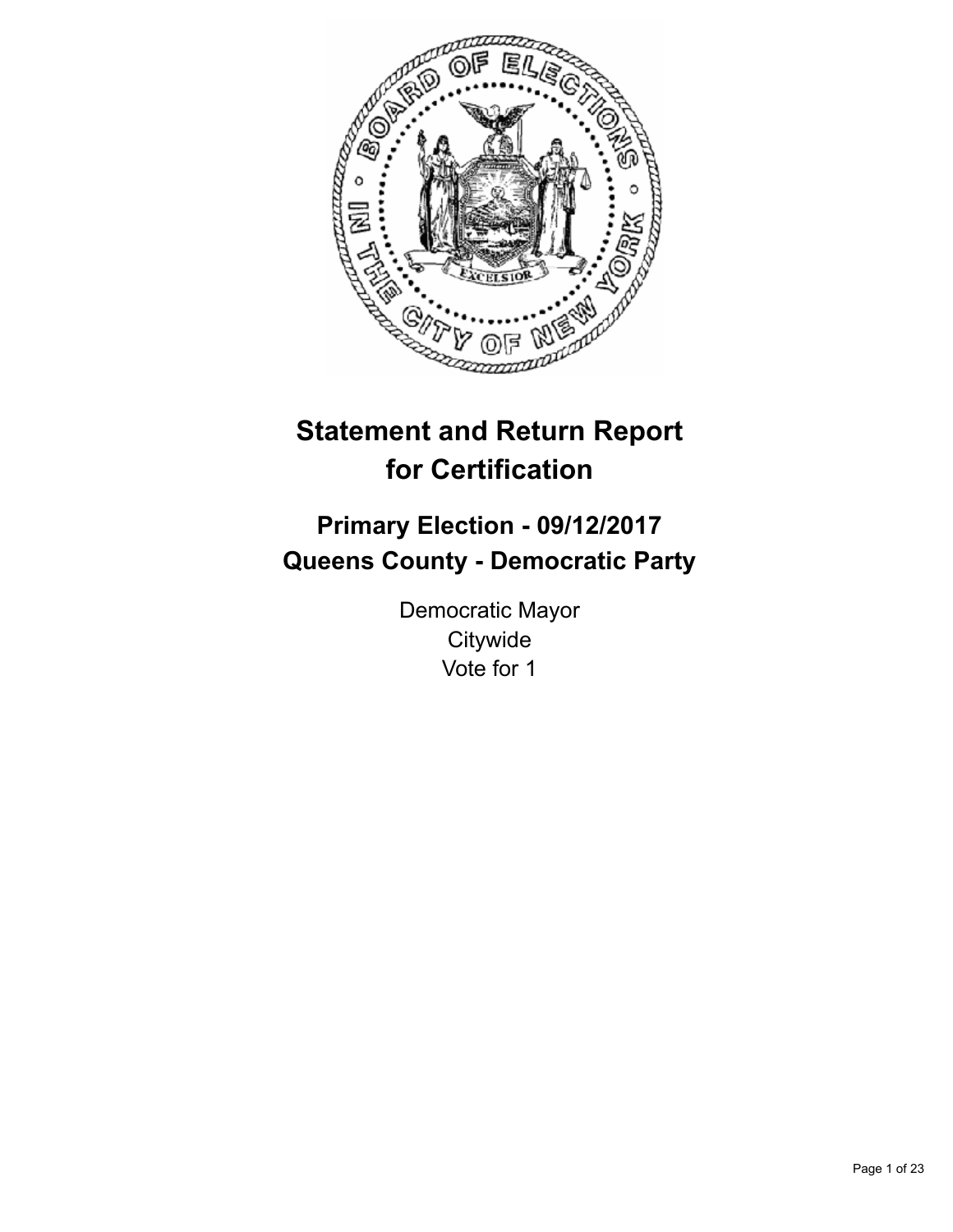# Statement and Return Report for Certification

## Primary Election - 09/12/2017
## Queens County - Democratic Party

Democratic Mayor
Citywide
Vote for 1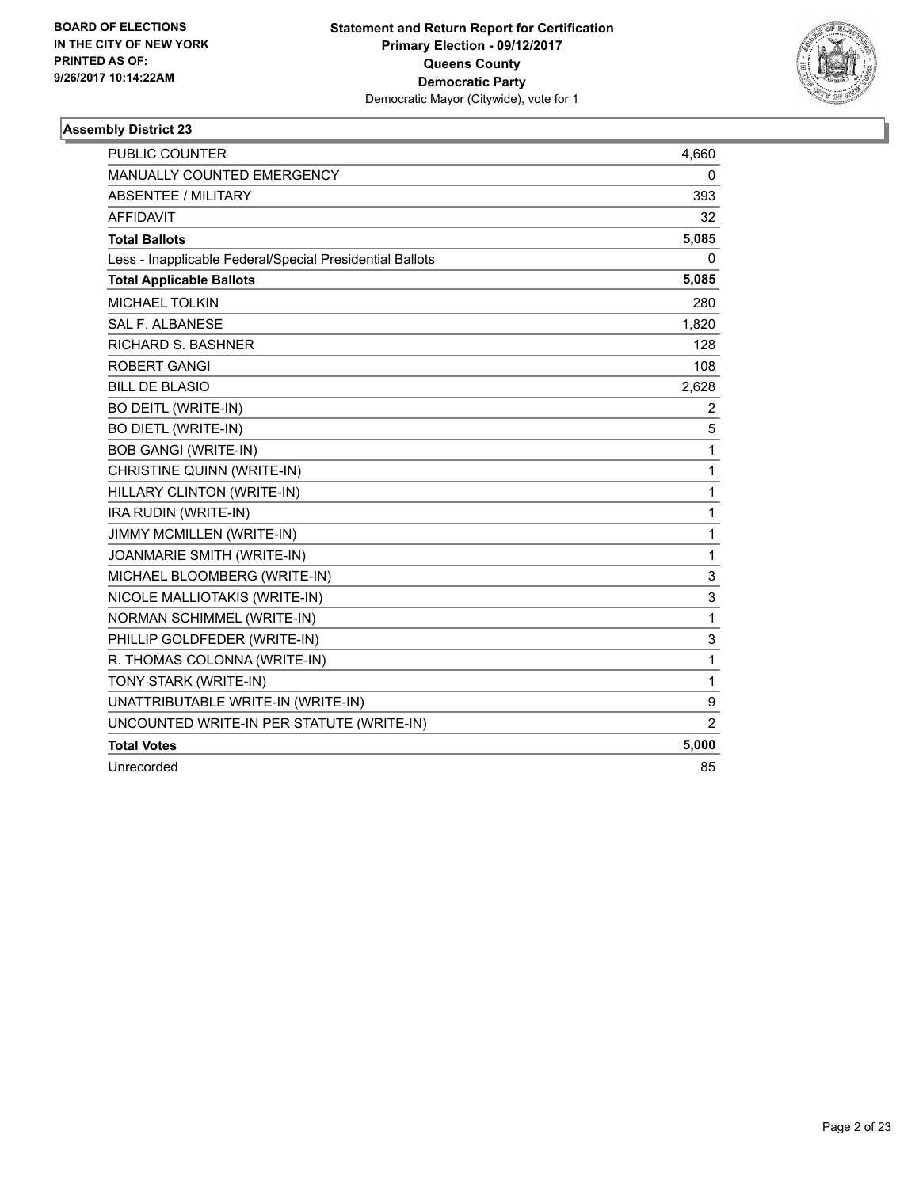BOARD OF ELECTIONS
IN THE CITY OF NEW YORK
PRINTED AS OF:
9/26/2017 10:14:22AM

**Statement and Return Report for Certification**
**Primary Election - 09/12/2017**
**Queens County**
**Democratic Party**
Democratic Mayor (Citywide), vote for 1

### Assembly District 23

| | |
|---|---|
| PUBLIC COUNTER | 4,660 |
| MANUALLY COUNTED EMERGENCY | 0 |
| ABSENTEE / MILITARY | 393 |
| AFFIDAVIT | 32 |
| **Total Ballots** | **5,085** |
| Less - Inapplicable Federal/Special Presidential Ballots | 0 |
| **Total Applicable Ballots** | **5,085** |
| MICHAEL TOLKIN | 280 |
| SAL F. ALBANESE | 1,820 |
| RICHARD S. BASHNER | 128 |
| ROBERT GANGI | 108 |
| BILL DE BLASIO | 2,628 |
| BO DEITL (WRITE-IN) | 2 |
| BO DIETL (WRITE-IN) | 5 |
| BOB GANGI (WRITE-IN) | 1 |
| CHRISTINE QUINN (WRITE-IN) | 1 |
| HILLARY CLINTON (WRITE-IN) | 1 |
| IRA RUDIN (WRITE-IN) | 1 |
| JIMMY MCMILLEN (WRITE-IN) | 1 |
| JOANMARIE SMITH (WRITE-IN) | 1 |
| MICHAEL BLOOMBERG (WRITE-IN) | 3 |
| NICOLE MALLIOTAKIS (WRITE-IN) | 3 |
| NORMAN SCHIMMEL (WRITE-IN) | 1 |
| PHILLIP GOLDFEDER (WRITE-IN) | 3 |
| R. THOMAS COLONNA (WRITE-IN) | 1 |
| TONY STARK (WRITE-IN) | 1 |
| UNATTRIBUTABLE WRITE-IN (WRITE-IN) | 9 |
| UNCOUNTED WRITE-IN PER STATUTE (WRITE-IN) | 2 |
| **Total Votes** | **5,000** |
| Unrecorded | 85 |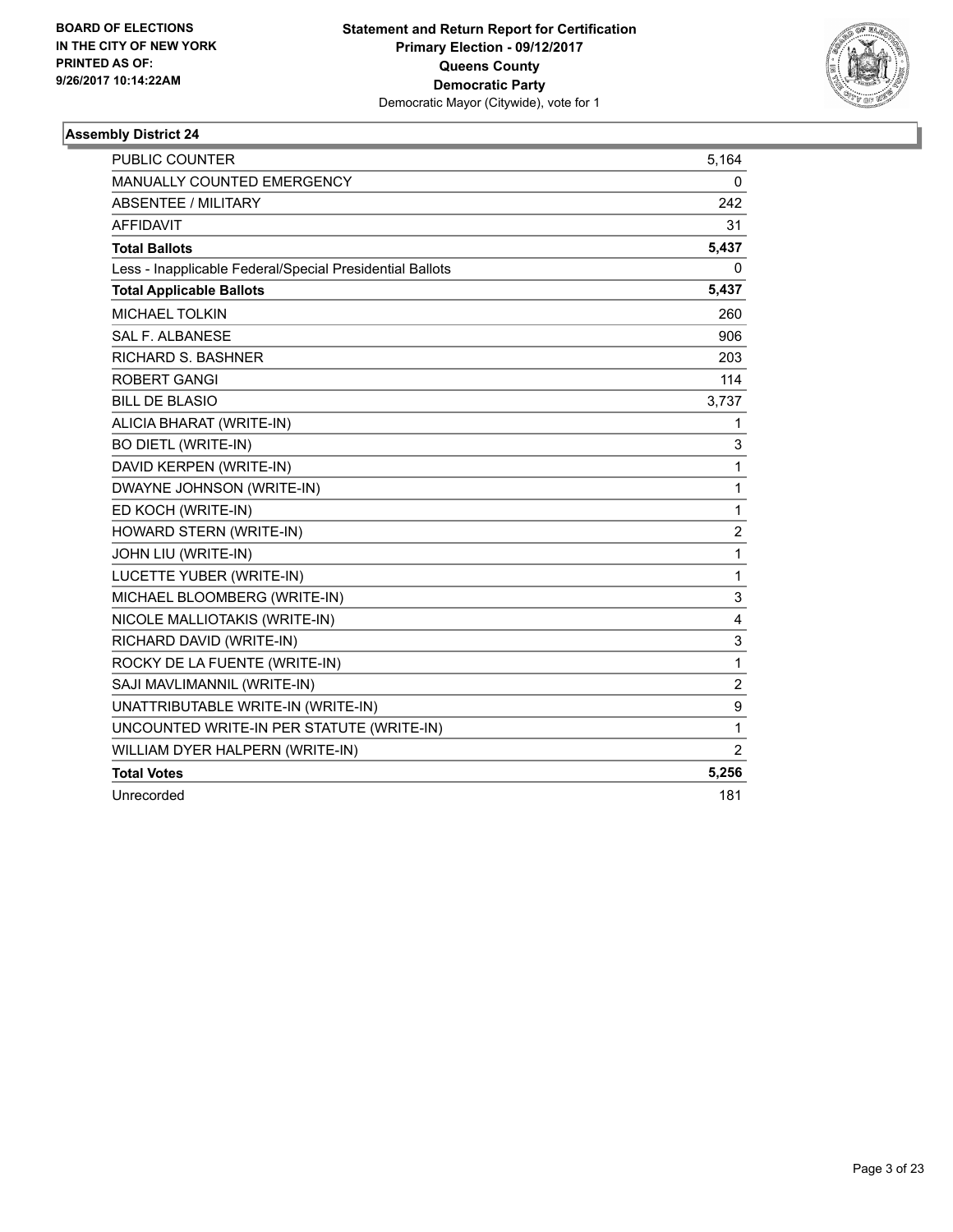**BOARD OF ELECTIONS IN THE CITY OF NEW YORK PRINTED AS OF: 9/26/2017 10:14:22AM**

**Statement and Return Report for Certification Primary Election - 09/12/2017 Queens County Democratic Party**
Democratic Mayor (Citywide), vote for 1

**Assembly District 24**

| | |
|---|---|
| PUBLIC COUNTER | 5,164 |
| MANUALLY COUNTED EMERGENCY | 0 |
| ABSENTEE / MILITARY | 242 |
| AFFIDAVIT | 31 |
| **Total Ballots** | **5,437** |
| Less - Inapplicable Federal/Special Presidential Ballots | 0 |
| **Total Applicable Ballots** | **5,437** |
| MICHAEL TOLKIN | 260 |
| SAL F. ALBANESE | 906 |
| RICHARD S. BASHNER | 203 |
| ROBERT GANGI | 114 |
| BILL DE BLASIO | 3,737 |
| ALICIA BHARAT (WRITE-IN) | 1 |
| BO DIETL (WRITE-IN) | 3 |
| DAVID KERPEN (WRITE-IN) | 1 |
| DWAYNE JOHNSON (WRITE-IN) | 1 |
| ED KOCH (WRITE-IN) | 1 |
| HOWARD STERN (WRITE-IN) | 2 |
| JOHN LIU (WRITE-IN) | 1 |
| LUCETTE YUBER (WRITE-IN) | 1 |
| MICHAEL BLOOMBERG (WRITE-IN) | 3 |
| NICOLE MALLIOTAKIS (WRITE-IN) | 4 |
| RICHARD DAVID (WRITE-IN) | 3 |
| ROCKY DE LA FUENTE (WRITE-IN) | 1 |
| SAJI MAVLIMANNIL (WRITE-IN) | 2 |
| UNATTRIBUTABLE WRITE-IN (WRITE-IN) | 9 |
| UNCOUNTED WRITE-IN PER STATUTE (WRITE-IN) | 1 |
| WILLIAM DYER HALPERN (WRITE-IN) | 2 |
| **Total Votes** | **5,256** |
| Unrecorded | 181 |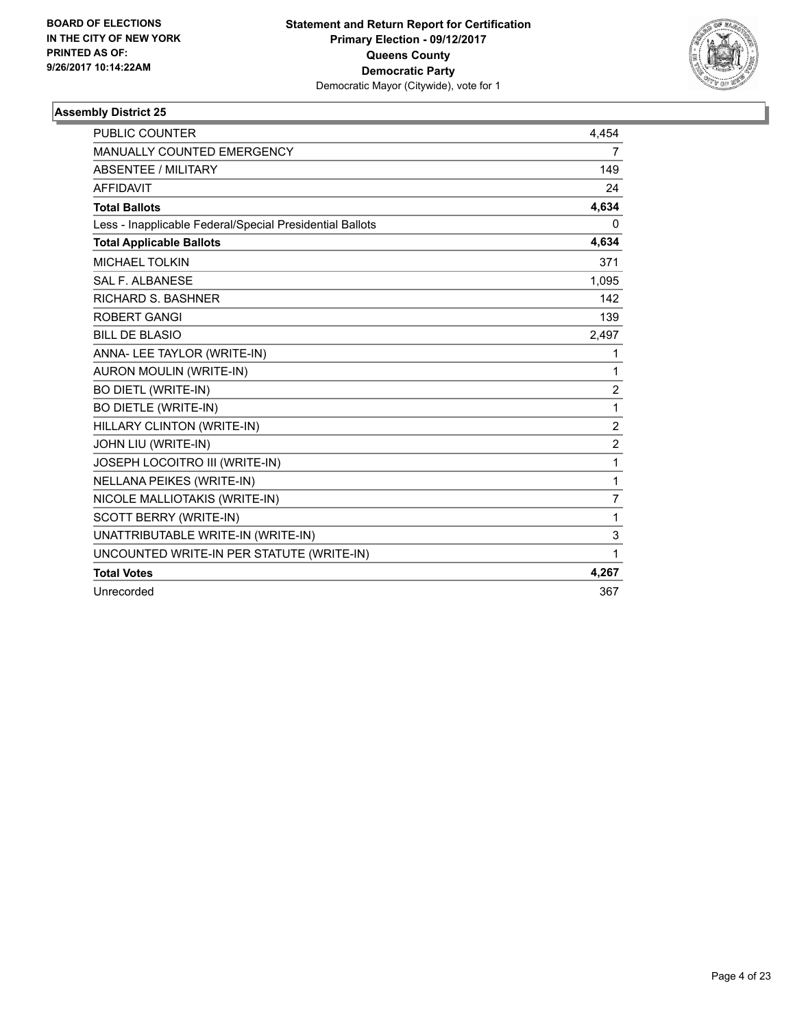**BOARD OF ELECTIONS IN THE CITY OF NEW YORK PRINTED AS OF: 9/26/2017 10:14:22AM**

**Statement and Return Report for Certification**
**Primary Election - 09/12/2017**
**Queens County**
**Democratic Party**
Democratic Mayor (Citywide), vote for 1

### Assembly District 25

| | |
|---|---|
| PUBLIC COUNTER | 4,454 |
| MANUALLY COUNTED EMERGENCY | 7 |
| ABSENTEE / MILITARY | 149 |
| AFFIDAVIT | 24 |
| **Total Ballots** | **4,634** |
| Less - Inapplicable Federal/Special Presidential Ballots | 0 |
| **Total Applicable Ballots** | **4,634** |
| MICHAEL TOLKIN | 371 |
| SAL F. ALBANESE | 1,095 |
| RICHARD S. BASHNER | 142 |
| ROBERT GANGI | 139 |
| BILL DE BLASIO | 2,497 |
| ANNA- LEE TAYLOR (WRITE-IN) | 1 |
| AURON MOULIN (WRITE-IN) | 1 |
| BO DIETL (WRITE-IN) | 2 |
| BO DIETLE (WRITE-IN) | 1 |
| HILLARY CLINTON (WRITE-IN) | 2 |
| JOHN LIU (WRITE-IN) | 2 |
| JOSEPH LOCOITRO III (WRITE-IN) | 1 |
| NELLANA PEIKES (WRITE-IN) | 1 |
| NICOLE MALLIOTAKIS (WRITE-IN) | 7 |
| SCOTT BERRY (WRITE-IN) | 1 |
| UNATTRIBUTABLE WRITE-IN (WRITE-IN) | 3 |
| UNCOUNTED WRITE-IN PER STATUTE (WRITE-IN) | 1 |
| **Total Votes** | **4,267** |
| Unrecorded | 367 |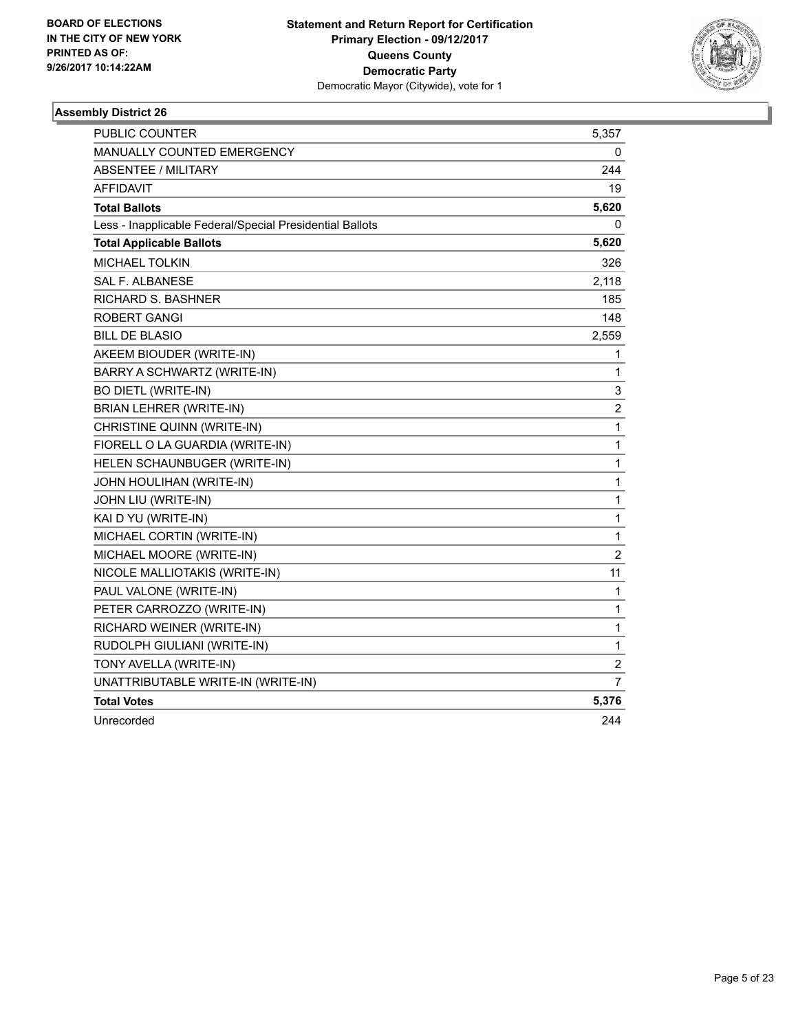BOARD OF ELECTIONS
IN THE CITY OF NEW YORK
PRINTED AS OF:
9/26/2017 10:14:22AM

**Statement and Return Report for Certification**
**Primary Election - 09/12/2017**
**Queens County**
**Democratic Party**
Democratic Mayor (Citywide), vote for 1

### Assembly District 26

| | |
|---|---|
| PUBLIC COUNTER | 5,357 |
| MANUALLY COUNTED EMERGENCY | 0 |
| ABSENTEE / MILITARY | 244 |
| AFFIDAVIT | 19 |
| **Total Ballots** | **5,620** |
| Less - Inapplicable Federal/Special Presidential Ballots | 0 |
| **Total Applicable Ballots** | **5,620** |
| MICHAEL TOLKIN | 326 |
| SAL F. ALBANESE | 2,118 |
| RICHARD S. BASHNER | 185 |
| ROBERT GANGI | 148 |
| BILL DE BLASIO | 2,559 |
| AKEEM BIOUDER (WRITE-IN) | 1 |
| BARRY A SCHWARTZ (WRITE-IN) | 1 |
| BO DIETL (WRITE-IN) | 3 |
| BRIAN LEHRER (WRITE-IN) | 2 |
| CHRISTINE QUINN (WRITE-IN) | 1 |
| FIORELL O LA GUARDIA (WRITE-IN) | 1 |
| HELEN SCHAUNBUGER (WRITE-IN) | 1 |
| JOHN HOULIHAN (WRITE-IN) | 1 |
| JOHN LIU (WRITE-IN) | 1 |
| KAI D YU (WRITE-IN) | 1 |
| MICHAEL CORTIN (WRITE-IN) | 1 |
| MICHAEL MOORE (WRITE-IN) | 2 |
| NICOLE MALLIOTAKIS (WRITE-IN) | 11 |
| PAUL VALONE (WRITE-IN) | 1 |
| PETER CARROZZO (WRITE-IN) | 1 |
| RICHARD WEINER (WRITE-IN) | 1 |
| RUDOLPH GIULIANI (WRITE-IN) | 1 |
| TONY AVELLA (WRITE-IN) | 2 |
| UNATTRIBUTABLE WRITE-IN (WRITE-IN) | 7 |
| **Total Votes** | **5,376** |
| Unrecorded | 244 |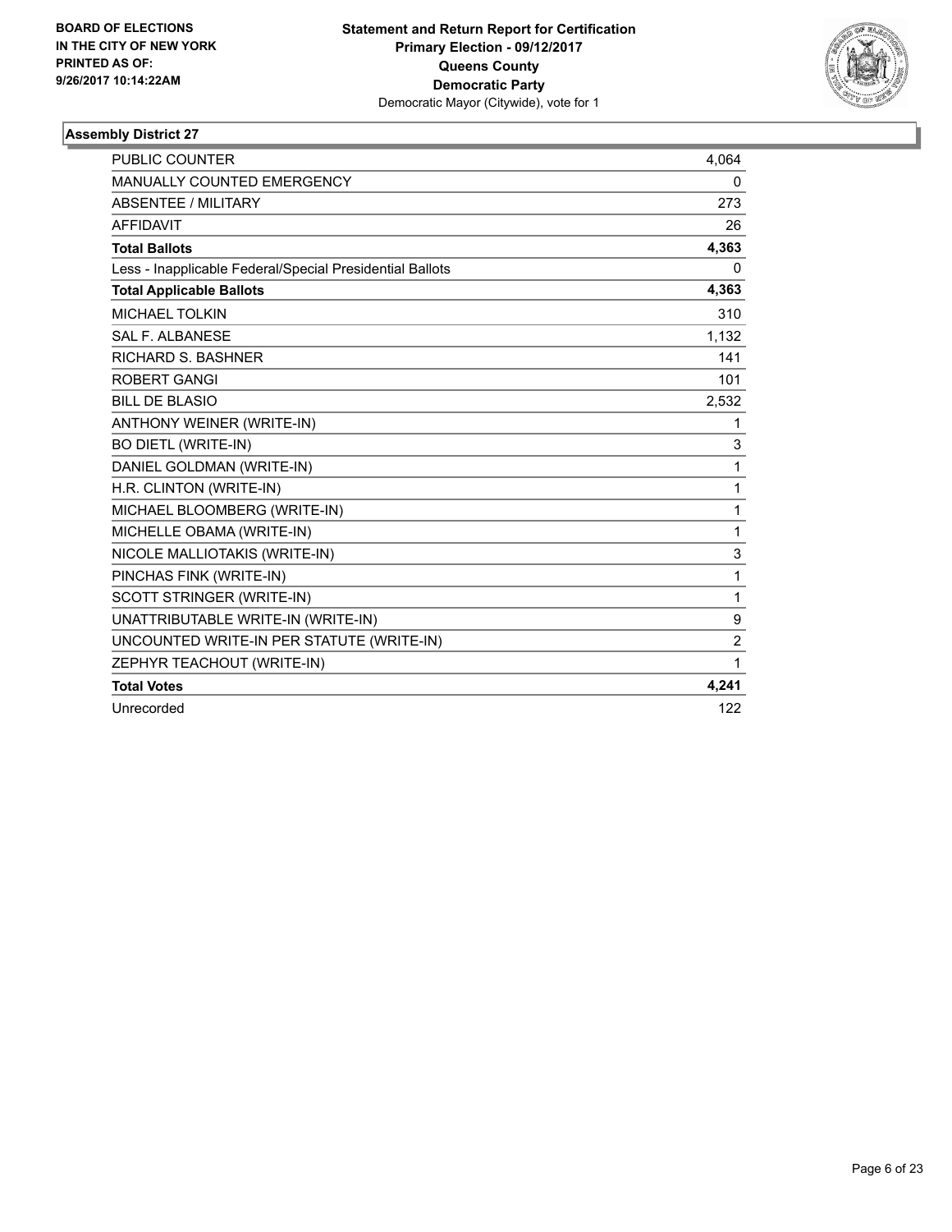**BOARD OF ELECTIONS IN THE CITY OF NEW YORK PRINTED AS OF: 9/26/2017 10:14:22AM**

**Statement and Return Report for Certification**
**Primary Election - 09/12/2017**
**Queens County**
**Democratic Party**
Democratic Mayor (Citywide), vote for 1

### Assembly District 27

| | |
|---|---|
| PUBLIC COUNTER | 4,064 |
| MANUALLY COUNTED EMERGENCY | 0 |
| ABSENTEE / MILITARY | 273 |
| AFFIDAVIT | 26 |
| **Total Ballots** | **4,363** |
| Less - Inapplicable Federal/Special Presidential Ballots | 0 |
| **Total Applicable Ballots** | **4,363** |
| MICHAEL TOLKIN | 310 |
| SAL F. ALBANESE | 1,132 |
| RICHARD S. BASHNER | 141 |
| ROBERT GANGI | 101 |
| BILL DE BLASIO | 2,532 |
| ANTHONY WEINER (WRITE-IN) | 1 |
| BO DIETL (WRITE-IN) | 3 |
| DANIEL GOLDMAN (WRITE-IN) | 1 |
| H.R. CLINTON (WRITE-IN) | 1 |
| MICHAEL BLOOMBERG (WRITE-IN) | 1 |
| MICHELLE OBAMA (WRITE-IN) | 1 |
| NICOLE MALLIOTAKIS (WRITE-IN) | 3 |
| PINCHAS FINK (WRITE-IN) | 1 |
| SCOTT STRINGER (WRITE-IN) | 1 |
| UNATTRIBUTABLE WRITE-IN (WRITE-IN) | 9 |
| UNCOUNTED WRITE-IN PER STATUTE (WRITE-IN) | 2 |
| ZEPHYR TEACHOUT (WRITE-IN) | 1 |
| **Total Votes** | **4,241** |
| Unrecorded | 122 |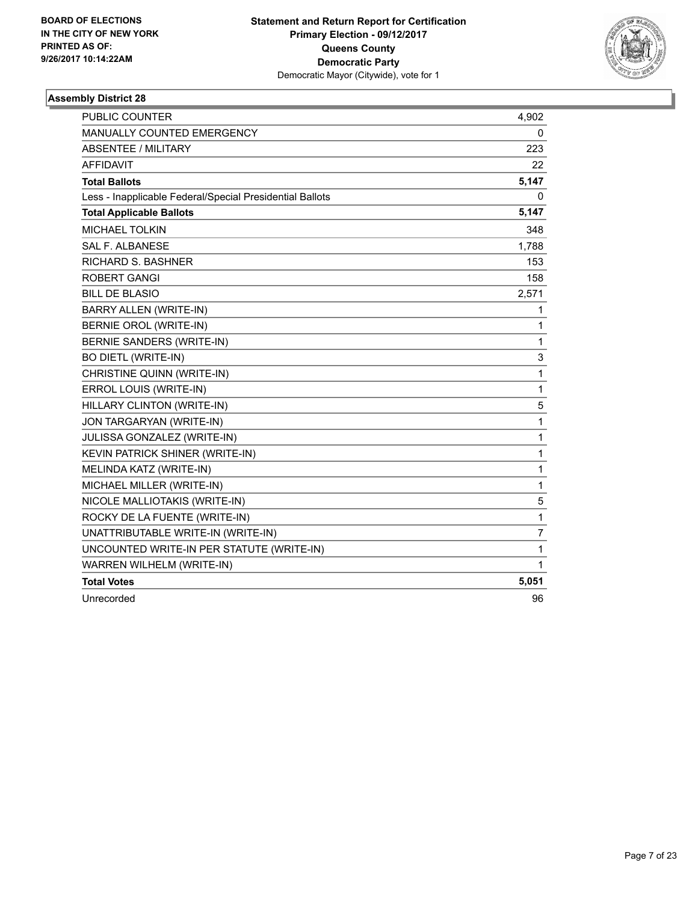BOARD OF ELECTIONS
IN THE CITY OF NEW YORK
PRINTED AS OF:
9/26/2017 10:14:22AM

**Statement and Return Report for Certification**
**Primary Election - 09/12/2017**
**Queens County**
**Democratic Party**
Democratic Mayor (Citywide), vote for 1

### Assembly District 28

| | |
|---|---|
| PUBLIC COUNTER | 4,902 |
| MANUALLY COUNTED EMERGENCY | 0 |
| ABSENTEE / MILITARY | 223 |
| AFFIDAVIT | 22 |
| **Total Ballots** | **5,147** |
| Less - Inapplicable Federal/Special Presidential Ballots | 0 |
| **Total Applicable Ballots** | **5,147** |
| MICHAEL TOLKIN | 348 |
| SAL F. ALBANESE | 1,788 |
| RICHARD S. BASHNER | 153 |
| ROBERT GANGI | 158 |
| BILL DE BLASIO | 2,571 |
| BARRY ALLEN (WRITE-IN) | 1 |
| BERNIE OROL (WRITE-IN) | 1 |
| BERNIE SANDERS (WRITE-IN) | 1 |
| BO DIETL (WRITE-IN) | 3 |
| CHRISTINE QUINN (WRITE-IN) | 1 |
| ERROL LOUIS (WRITE-IN) | 1 |
| HILLARY CLINTON (WRITE-IN) | 5 |
| JON TARGARYAN (WRITE-IN) | 1 |
| JULISSA GONZALEZ (WRITE-IN) | 1 |
| KEVIN PATRICK SHINER (WRITE-IN) | 1 |
| MELINDA KATZ (WRITE-IN) | 1 |
| MICHAEL MILLER (WRITE-IN) | 1 |
| NICOLE MALLIOTAKIS (WRITE-IN) | 5 |
| ROCKY DE LA FUENTE (WRITE-IN) | 1 |
| UNATTRIBUTABLE WRITE-IN (WRITE-IN) | 7 |
| UNCOUNTED WRITE-IN PER STATUTE (WRITE-IN) | 1 |
| WARREN WILHELM (WRITE-IN) | 1 |
| **Total Votes** | **5,051** |
| Unrecorded | 96 |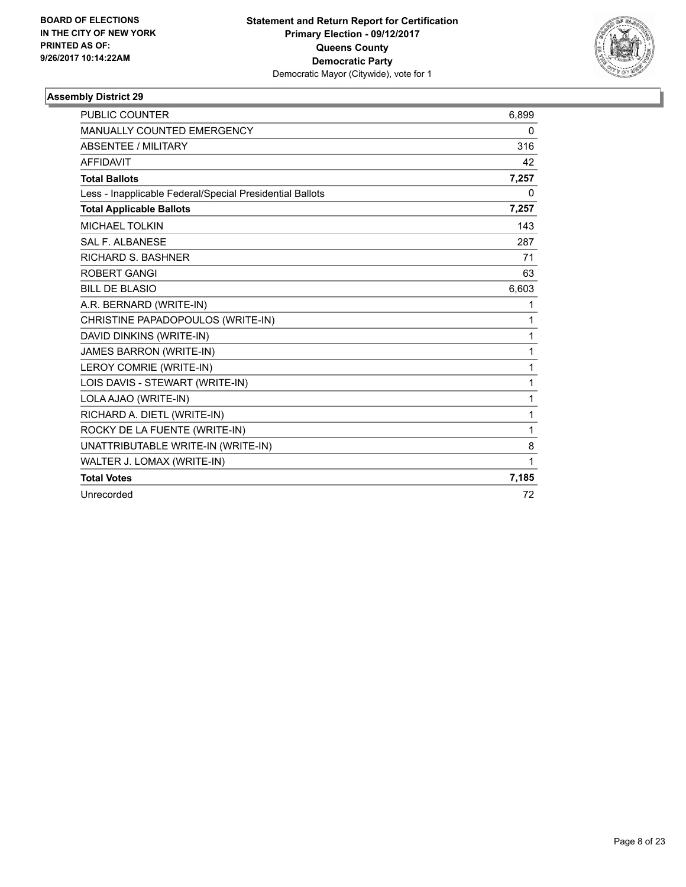**BOARD OF ELECTIONS IN THE CITY OF NEW YORK PRINTED AS OF: 9/26/2017 10:14:22AM**

**Statement and Return Report for Certification**
**Primary Election - 09/12/2017**
**Queens County**
**Democratic Party**
Democratic Mayor (Citywide), vote for 1

### Assembly District 29

| | |
|---|---|
| PUBLIC COUNTER | 6,899 |
| MANUALLY COUNTED EMERGENCY | 0 |
| ABSENTEE / MILITARY | 316 |
| AFFIDAVIT | 42 |
| **Total Ballots** | **7,257** |
| Less - Inapplicable Federal/Special Presidential Ballots | 0 |
| **Total Applicable Ballots** | **7,257** |
| MICHAEL TOLKIN | 143 |
| SAL F. ALBANESE | 287 |
| RICHARD S. BASHNER | 71 |
| ROBERT GANGI | 63 |
| BILL DE BLASIO | 6,603 |
| A.R. BERNARD (WRITE-IN) | 1 |
| CHRISTINE PAPADOPOULOS (WRITE-IN) | 1 |
| DAVID DINKINS (WRITE-IN) | 1 |
| JAMES BARRON (WRITE-IN) | 1 |
| LEROY COMRIE (WRITE-IN) | 1 |
| LOIS DAVIS - STEWART (WRITE-IN) | 1 |
| LOLA AJAO (WRITE-IN) | 1 |
| RICHARD A. DIETL (WRITE-IN) | 1 |
| ROCKY DE LA FUENTE (WRITE-IN) | 1 |
| UNATTRIBUTABLE WRITE-IN (WRITE-IN) | 8 |
| WALTER J. LOMAX (WRITE-IN) | 1 |
| **Total Votes** | **7,185** |
| Unrecorded | 72 |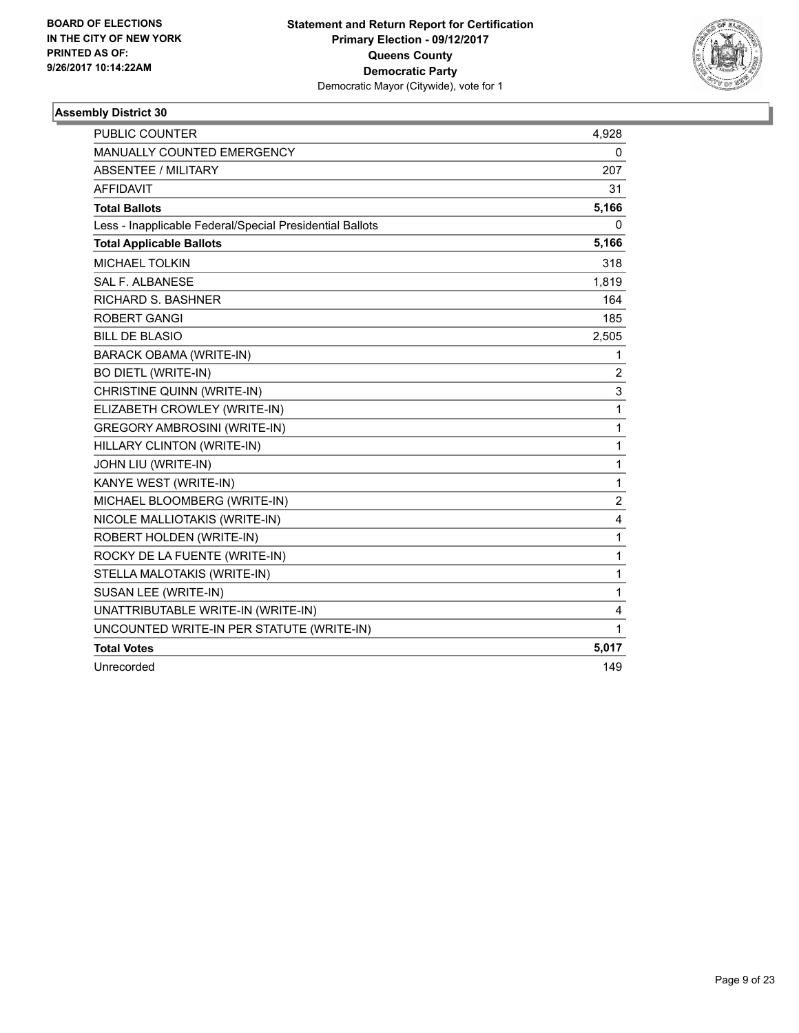BOARD OF ELECTIONS
IN THE CITY OF NEW YORK
PRINTED AS OF:
9/26/2017 10:14:22AM

**Statement and Return Report for Certification**
**Primary Election - 09/12/2017**
**Queens County**
**Democratic Party**
Democratic Mayor (Citywide), vote for 1

### Assembly District 30

| | |
|---|---|
| PUBLIC COUNTER | 4,928 |
| MANUALLY COUNTED EMERGENCY | 0 |
| ABSENTEE / MILITARY | 207 |
| AFFIDAVIT | 31 |
| **Total Ballots** | **5,166** |
| Less - Inapplicable Federal/Special Presidential Ballots | 0 |
| **Total Applicable Ballots** | **5,166** |
| MICHAEL TOLKIN | 318 |
| SAL F. ALBANESE | 1,819 |
| RICHARD S. BASHNER | 164 |
| ROBERT GANGI | 185 |
| BILL DE BLASIO | 2,505 |
| BARACK OBAMA (WRITE-IN) | 1 |
| BO DIETL (WRITE-IN) | 2 |
| CHRISTINE QUINN (WRITE-IN) | 3 |
| ELIZABETH CROWLEY (WRITE-IN) | 1 |
| GREGORY AMBROSINI (WRITE-IN) | 1 |
| HILLARY CLINTON (WRITE-IN) | 1 |
| JOHN LIU (WRITE-IN) | 1 |
| KANYE WEST (WRITE-IN) | 1 |
| MICHAEL BLOOMBERG (WRITE-IN) | 2 |
| NICOLE MALLIOTAKIS (WRITE-IN) | 4 |
| ROBERT HOLDEN (WRITE-IN) | 1 |
| ROCKY DE LA FUENTE (WRITE-IN) | 1 |
| STELLA MALOTAKIS (WRITE-IN) | 1 |
| SUSAN LEE (WRITE-IN) | 1 |
| UNATTRIBUTABLE WRITE-IN (WRITE-IN) | 4 |
| UNCOUNTED WRITE-IN PER STATUTE (WRITE-IN) | 1 |
| **Total Votes** | **5,017** |
| Unrecorded | 149 |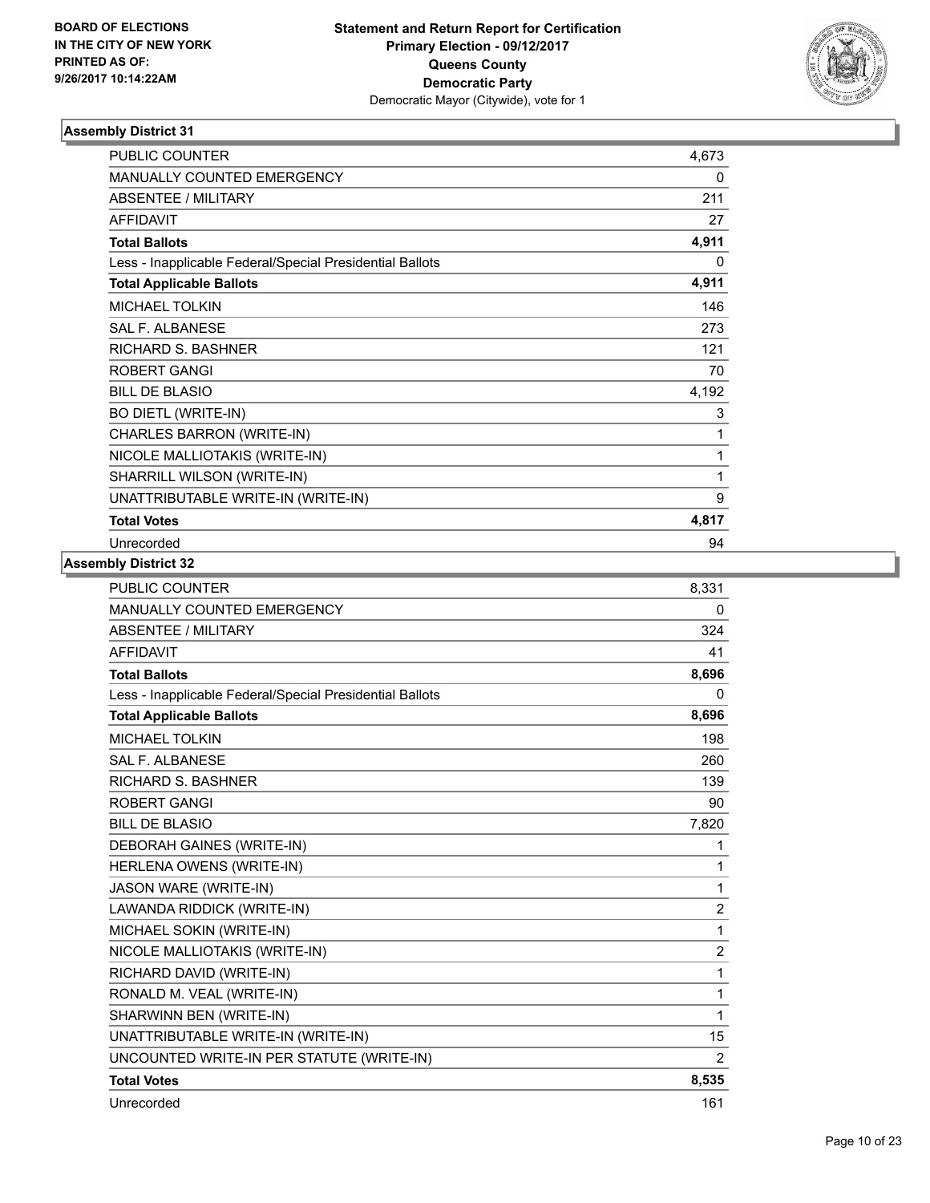**BOARD OF ELECTIONS IN THE CITY OF NEW YORK PRINTED AS OF: 9/26/2017 10:14:22AM**

**Statement and Return Report for Certification**
**Primary Election - 09/12/2017**
**Queens County**
**Democratic Party**
Democratic Mayor (Citywide), vote for 1

### Assembly District 31

| | |
|---|---|
| PUBLIC COUNTER | 4,673 |
| MANUALLY COUNTED EMERGENCY | 0 |
| ABSENTEE / MILITARY | 211 |
| AFFIDAVIT | 27 |
| **Total Ballots** | **4,911** |
| Less - Inapplicable Federal/Special Presidential Ballots | 0 |
| **Total Applicable Ballots** | **4,911** |
| MICHAEL TOLKIN | 146 |
| SAL F. ALBANESE | 273 |
| RICHARD S. BASHNER | 121 |
| ROBERT GANGI | 70 |
| BILL DE BLASIO | 4,192 |
| BO DIETL (WRITE-IN) | 3 |
| CHARLES BARRON (WRITE-IN) | 1 |
| NICOLE MALLIOTAKIS (WRITE-IN) | 1 |
| SHARRILL WILSON (WRITE-IN) | 1 |
| UNATTRIBUTABLE WRITE-IN (WRITE-IN) | 9 |
| **Total Votes** | **4,817** |
| Unrecorded | 94 |

### Assembly District 32

| | |
|---|---|
| PUBLIC COUNTER | 8,331 |
| MANUALLY COUNTED EMERGENCY | 0 |
| ABSENTEE / MILITARY | 324 |
| AFFIDAVIT | 41 |
| **Total Ballots** | **8,696** |
| Less - Inapplicable Federal/Special Presidential Ballots | 0 |
| **Total Applicable Ballots** | **8,696** |
| MICHAEL TOLKIN | 198 |
| SAL F. ALBANESE | 260 |
| RICHARD S. BASHNER | 139 |
| ROBERT GANGI | 90 |
| BILL DE BLASIO | 7,820 |
| DEBORAH GAINES (WRITE-IN) | 1 |
| HERLENA OWENS (WRITE-IN) | 1 |
| JASON WARE (WRITE-IN) | 1 |
| LAWANDA RIDDICK (WRITE-IN) | 2 |
| MICHAEL SOKIN (WRITE-IN) | 1 |
| NICOLE MALLIOTAKIS (WRITE-IN) | 2 |
| RICHARD DAVID (WRITE-IN) | 1 |
| RONALD M. VEAL (WRITE-IN) | 1 |
| SHARWINN BEN (WRITE-IN) | 1 |
| UNATTRIBUTABLE WRITE-IN (WRITE-IN) | 15 |
| UNCOUNTED WRITE-IN PER STATUTE (WRITE-IN) | 2 |
| **Total Votes** | **8,535** |
| Unrecorded | 161 |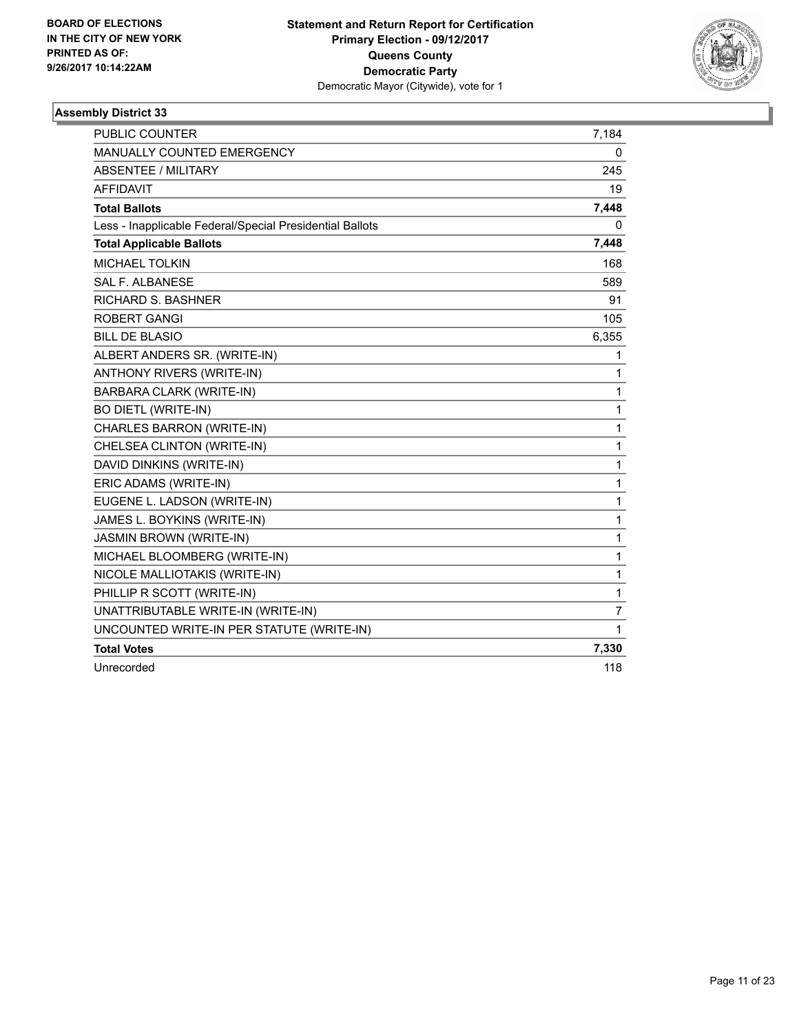BOARD OF ELECTIONS
IN THE CITY OF NEW YORK
PRINTED AS OF:
9/26/2017 10:14:22AM

**Statement and Return Report for Certification**
**Primary Election - 09/12/2017**
**Queens County**
**Democratic Party**
Democratic Mayor (Citywide), vote for 1

### Assembly District 33

| | |
|---|---|
| PUBLIC COUNTER | 7,184 |
| MANUALLY COUNTED EMERGENCY | 0 |
| ABSENTEE / MILITARY | 245 |
| AFFIDAVIT | 19 |
| **Total Ballots** | **7,448** |
| Less - Inapplicable Federal/Special Presidential Ballots | 0 |
| **Total Applicable Ballots** | **7,448** |
| MICHAEL TOLKIN | 168 |
| SAL F. ALBANESE | 589 |
| RICHARD S. BASHNER | 91 |
| ROBERT GANGI | 105 |
| BILL DE BLASIO | 6,355 |
| ALBERT ANDERS SR. (WRITE-IN) | 1 |
| ANTHONY RIVERS (WRITE-IN) | 1 |
| BARBARA CLARK (WRITE-IN) | 1 |
| BO DIETL (WRITE-IN) | 1 |
| CHARLES BARRON (WRITE-IN) | 1 |
| CHELSEA CLINTON (WRITE-IN) | 1 |
| DAVID DINKINS (WRITE-IN) | 1 |
| ERIC ADAMS (WRITE-IN) | 1 |
| EUGENE L. LADSON (WRITE-IN) | 1 |
| JAMES L. BOYKINS (WRITE-IN) | 1 |
| JASMIN BROWN (WRITE-IN) | 1 |
| MICHAEL BLOOMBERG (WRITE-IN) | 1 |
| NICOLE MALLIOTAKIS (WRITE-IN) | 1 |
| PHILLIP R SCOTT (WRITE-IN) | 1 |
| UNATTRIBUTABLE WRITE-IN (WRITE-IN) | 7 |
| UNCOUNTED WRITE-IN PER STATUTE (WRITE-IN) | 1 |
| **Total Votes** | **7,330** |
| Unrecorded | 118 |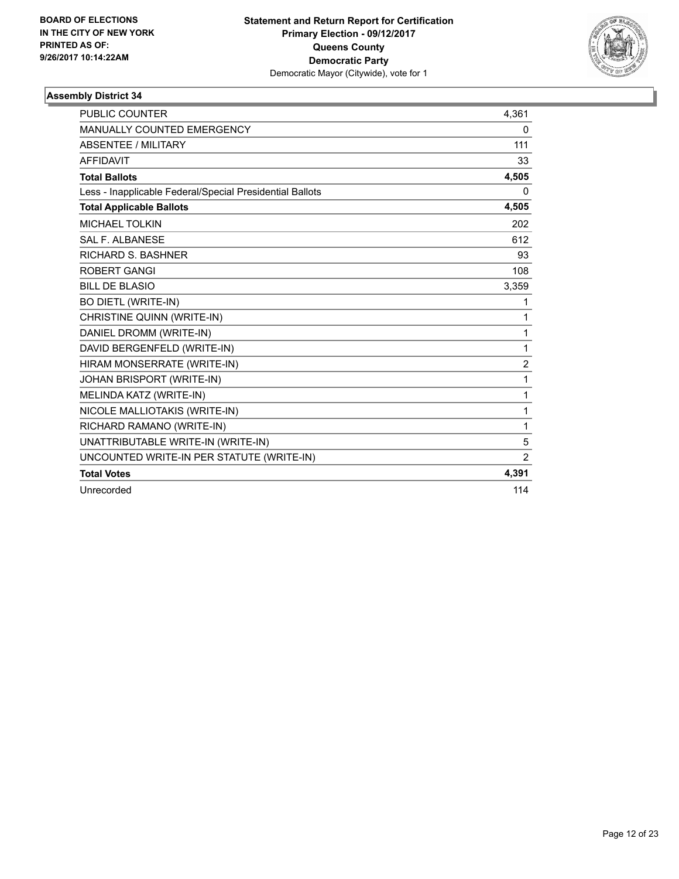BOARD OF ELECTIONS
IN THE CITY OF NEW YORK
PRINTED AS OF:
9/26/2017 10:14:22AM

**Statement and Return Report for Certification**
**Primary Election - 09/12/2017**
**Queens County**
**Democratic Party**
Democratic Mayor (Citywide), vote for 1

### Assembly District 34

| | |
|---|---|
| PUBLIC COUNTER | 4,361 |
| MANUALLY COUNTED EMERGENCY | 0 |
| ABSENTEE / MILITARY | 111 |
| AFFIDAVIT | 33 |
| **Total Ballots** | **4,505** |
| Less - Inapplicable Federal/Special Presidential Ballots | 0 |
| **Total Applicable Ballots** | **4,505** |
| MICHAEL TOLKIN | 202 |
| SAL F. ALBANESE | 612 |
| RICHARD S. BASHNER | 93 |
| ROBERT GANGI | 108 |
| BILL DE BLASIO | 3,359 |
| BO DIETL (WRITE-IN) | 1 |
| CHRISTINE QUINN (WRITE-IN) | 1 |
| DANIEL DROMM (WRITE-IN) | 1 |
| DAVID BERGENFELD (WRITE-IN) | 1 |
| HIRAM MONSERRATE (WRITE-IN) | 2 |
| JOHAN BRISPORT (WRITE-IN) | 1 |
| MELINDA KATZ (WRITE-IN) | 1 |
| NICOLE MALLIOTAKIS (WRITE-IN) | 1 |
| RICHARD RAMANO (WRITE-IN) | 1 |
| UNATTRIBUTABLE WRITE-IN (WRITE-IN) | 5 |
| UNCOUNTED WRITE-IN PER STATUTE (WRITE-IN) | 2 |
| **Total Votes** | **4,391** |
| Unrecorded | 114 |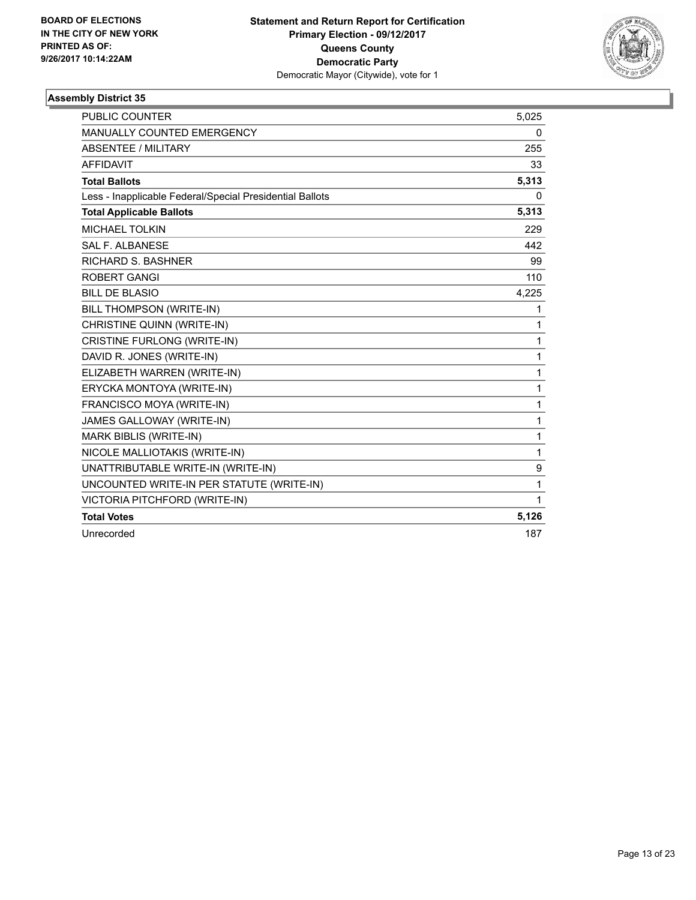BOARD OF ELECTIONS
IN THE CITY OF NEW YORK
PRINTED AS OF:
9/26/2017 10:14:22AM

**Statement and Return Report for Certification**
**Primary Election - 09/12/2017**
**Queens County**
**Democratic Party**
Democratic Mayor (Citywide), vote for 1

## Assembly District 35

| | |
|---|---|
| PUBLIC COUNTER | 5,025 |
| MANUALLY COUNTED EMERGENCY | 0 |
| ABSENTEE / MILITARY | 255 |
| AFFIDAVIT | 33 |
| **Total Ballots** | **5,313** |
| Less - Inapplicable Federal/Special Presidential Ballots | 0 |
| **Total Applicable Ballots** | **5,313** |
| MICHAEL TOLKIN | 229 |
| SAL F. ALBANESE | 442 |
| RICHARD S. BASHNER | 99 |
| ROBERT GANGI | 110 |
| BILL DE BLASIO | 4,225 |
| BILL THOMPSON (WRITE-IN) | 1 |
| CHRISTINE QUINN (WRITE-IN) | 1 |
| CRISTINE FURLONG (WRITE-IN) | 1 |
| DAVID R. JONES (WRITE-IN) | 1 |
| ELIZABETH WARREN (WRITE-IN) | 1 |
| ERYCKA MONTOYA (WRITE-IN) | 1 |
| FRANCISCO MOYA (WRITE-IN) | 1 |
| JAMES GALLOWAY (WRITE-IN) | 1 |
| MARK BIBLIS (WRITE-IN) | 1 |
| NICOLE MALLIOTAKIS (WRITE-IN) | 1 |
| UNATTRIBUTABLE WRITE-IN (WRITE-IN) | 9 |
| UNCOUNTED WRITE-IN PER STATUTE (WRITE-IN) | 1 |
| VICTORIA PITCHFORD (WRITE-IN) | 1 |
| **Total Votes** | **5,126** |
| Unrecorded | 187 |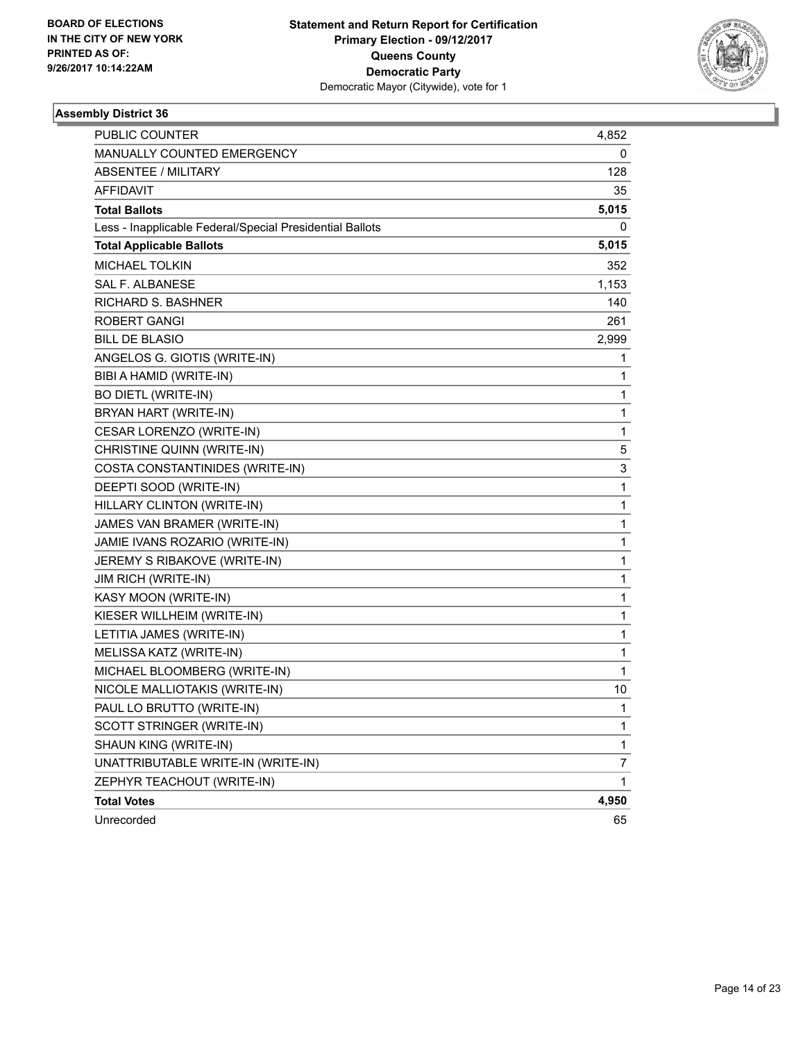**BOARD OF ELECTIONS IN THE CITY OF NEW YORK PRINTED AS OF: 9/26/2017 10:14:22AM**

**Statement and Return Report for Certification Primary Election - 09/12/2017 Queens County Democratic Party**
Democratic Mayor (Citywide), vote for 1

### Assembly District 36

| | |
|---|---|
| PUBLIC COUNTER | 4,852 |
| MANUALLY COUNTED EMERGENCY | 0 |
| ABSENTEE / MILITARY | 128 |
| AFFIDAVIT | 35 |
| **Total Ballots** | **5,015** |
| Less - Inapplicable Federal/Special Presidential Ballots | 0 |
| **Total Applicable Ballots** | **5,015** |
| MICHAEL TOLKIN | 352 |
| SAL F. ALBANESE | 1,153 |
| RICHARD S. BASHNER | 140 |
| ROBERT GANGI | 261 |
| BILL DE BLASIO | 2,999 |
| ANGELOS G. GIOTIS (WRITE-IN) | 1 |
| BIBI A HAMID (WRITE-IN) | 1 |
| BO DIETL (WRITE-IN) | 1 |
| BRYAN HART (WRITE-IN) | 1 |
| CESAR LORENZO (WRITE-IN) | 1 |
| CHRISTINE QUINN (WRITE-IN) | 5 |
| COSTA CONSTANTINIDES (WRITE-IN) | 3 |
| DEEPTI SOOD (WRITE-IN) | 1 |
| HILLARY CLINTON (WRITE-IN) | 1 |
| JAMES VAN BRAMER (WRITE-IN) | 1 |
| JAMIE IVANS ROZARIO (WRITE-IN) | 1 |
| JEREMY S RIBAKOVE (WRITE-IN) | 1 |
| JIM RICH (WRITE-IN) | 1 |
| KASY MOON (WRITE-IN) | 1 |
| KIESER WILLHEIM (WRITE-IN) | 1 |
| LETITIA JAMES (WRITE-IN) | 1 |
| MELISSA KATZ (WRITE-IN) | 1 |
| MICHAEL BLOOMBERG (WRITE-IN) | 1 |
| NICOLE MALLIOTAKIS (WRITE-IN) | 10 |
| PAUL LO BRUTTO (WRITE-IN) | 1 |
| SCOTT STRINGER (WRITE-IN) | 1 |
| SHAUN KING (WRITE-IN) | 1 |
| UNATTRIBUTABLE WRITE-IN (WRITE-IN) | 7 |
| ZEPHYR TEACHOUT (WRITE-IN) | 1 |
| **Total Votes** | **4,950** |
| Unrecorded | 65 |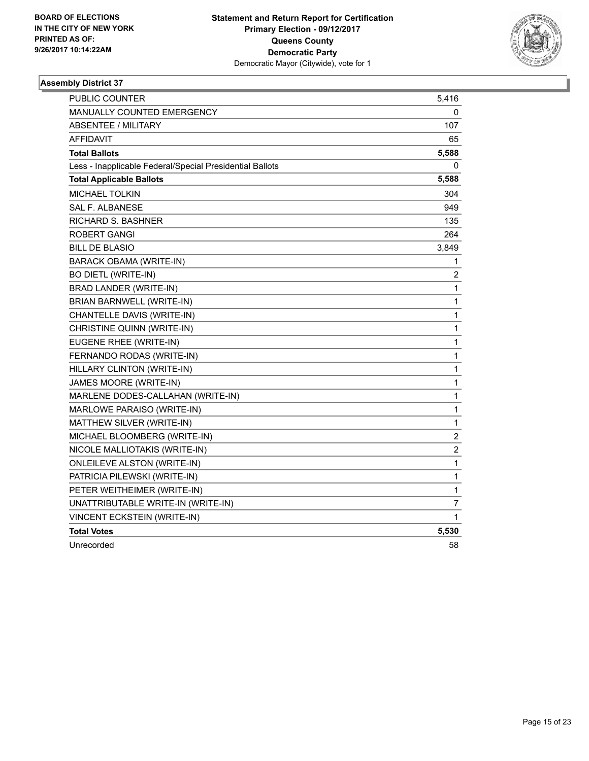BOARD OF ELECTIONS
IN THE CITY OF NEW YORK
PRINTED AS OF:
9/26/2017 10:14:22AM

**Statement and Return Report for Certification**
**Primary Election - 09/12/2017**
**Queens County**
**Democratic Party**
Democratic Mayor (Citywide), vote for 1

### Assembly District 37

| | |
|---|---|
| PUBLIC COUNTER | 5,416 |
| MANUALLY COUNTED EMERGENCY | 0 |
| ABSENTEE / MILITARY | 107 |
| AFFIDAVIT | 65 |
| **Total Ballots** | **5,588** |
| Less - Inapplicable Federal/Special Presidential Ballots | 0 |
| **Total Applicable Ballots** | **5,588** |
| MICHAEL TOLKIN | 304 |
| SAL F. ALBANESE | 949 |
| RICHARD S. BASHNER | 135 |
| ROBERT GANGI | 264 |
| BILL DE BLASIO | 3,849 |
| BARACK OBAMA (WRITE-IN) | 1 |
| BO DIETL (WRITE-IN) | 2 |
| BRAD LANDER (WRITE-IN) | 1 |
| BRIAN BARNWELL (WRITE-IN) | 1 |
| CHANTELLE DAVIS (WRITE-IN) | 1 |
| CHRISTINE QUINN (WRITE-IN) | 1 |
| EUGENE RHEE (WRITE-IN) | 1 |
| FERNANDO RODAS (WRITE-IN) | 1 |
| HILLARY CLINTON (WRITE-IN) | 1 |
| JAMES MOORE (WRITE-IN) | 1 |
| MARLENE DODES-CALLAHAN (WRITE-IN) | 1 |
| MARLOWE PARAISO (WRITE-IN) | 1 |
| MATTHEW SILVER (WRITE-IN) | 1 |
| MICHAEL BLOOMBERG (WRITE-IN) | 2 |
| NICOLE MALLIOTAKIS (WRITE-IN) | 2 |
| ONLEILEVE ALSTON (WRITE-IN) | 1 |
| PATRICIA PILEWSKI (WRITE-IN) | 1 |
| PETER WEITHEIMER (WRITE-IN) | 1 |
| UNATTRIBUTABLE WRITE-IN (WRITE-IN) | 7 |
| VINCENT ECKSTEIN (WRITE-IN) | 1 |
| **Total Votes** | **5,530** |
| Unrecorded | 58 |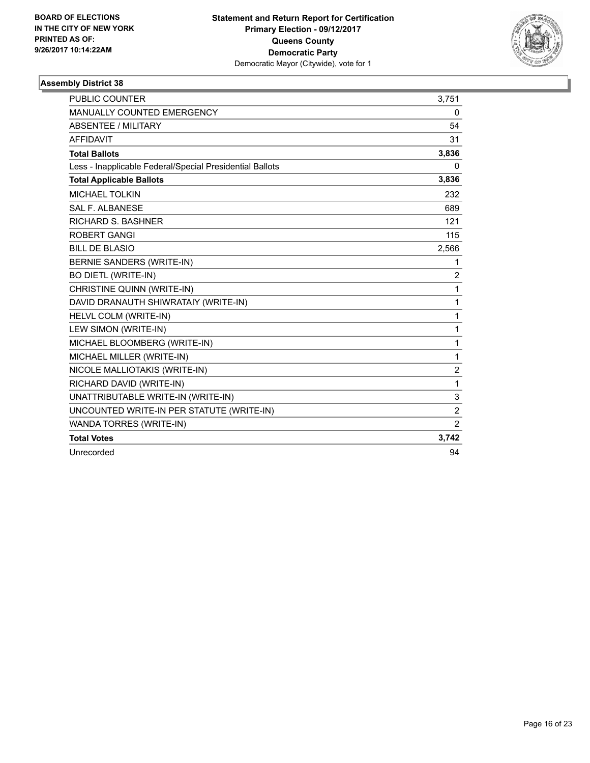BOARD OF ELECTIONS
IN THE CITY OF NEW YORK
PRINTED AS OF:
9/26/2017 10:14:22AM

**Statement and Return Report for Certification**
**Primary Election - 09/12/2017**
**Queens County**
**Democratic Party**
Democratic Mayor (Citywide), vote for 1

### Assembly District 38

| | |
|---|---|
| PUBLIC COUNTER | 3,751 |
| MANUALLY COUNTED EMERGENCY | 0 |
| ABSENTEE / MILITARY | 54 |
| AFFIDAVIT | 31 |
| **Total Ballots** | **3,836** |
| Less - Inapplicable Federal/Special Presidential Ballots | 0 |
| **Total Applicable Ballots** | **3,836** |
| MICHAEL TOLKIN | 232 |
| SAL F. ALBANESE | 689 |
| RICHARD S. BASHNER | 121 |
| ROBERT GANGI | 115 |
| BILL DE BLASIO | 2,566 |
| BERNIE SANDERS (WRITE-IN) | 1 |
| BO DIETL (WRITE-IN) | 2 |
| CHRISTINE QUINN (WRITE-IN) | 1 |
| DAVID DRANAUTH SHIWRATAIY (WRITE-IN) | 1 |
| HELVL COLM (WRITE-IN) | 1 |
| LEW SIMON (WRITE-IN) | 1 |
| MICHAEL BLOOMBERG (WRITE-IN) | 1 |
| MICHAEL MILLER (WRITE-IN) | 1 |
| NICOLE MALLIOTAKIS (WRITE-IN) | 2 |
| RICHARD DAVID (WRITE-IN) | 1 |
| UNATTRIBUTABLE WRITE-IN (WRITE-IN) | 3 |
| UNCOUNTED WRITE-IN PER STATUTE (WRITE-IN) | 2 |
| WANDA TORRES (WRITE-IN) | 2 |
| **Total Votes** | **3,742** |
| Unrecorded | 94 |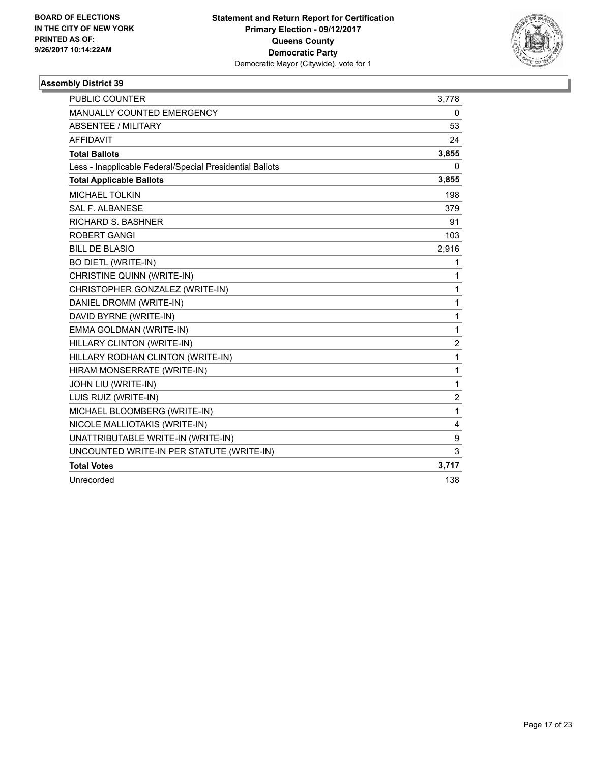BOARD OF ELECTIONS
IN THE CITY OF NEW YORK
PRINTED AS OF:
9/26/2017 10:14:22AM

**Statement and Return Report for Certification**
**Primary Election - 09/12/2017**
**Queens County**
**Democratic Party**
Democratic Mayor (Citywide), vote for 1

### Assembly District 39

| | |
|---|---|
| PUBLIC COUNTER | 3,778 |
| MANUALLY COUNTED EMERGENCY | 0 |
| ABSENTEE / MILITARY | 53 |
| AFFIDAVIT | 24 |
| **Total Ballots** | **3,855** |
| Less - Inapplicable Federal/Special Presidential Ballots | 0 |
| **Total Applicable Ballots** | **3,855** |
| MICHAEL TOLKIN | 198 |
| SAL F. ALBANESE | 379 |
| RICHARD S. BASHNER | 91 |
| ROBERT GANGI | 103 |
| BILL DE BLASIO | 2,916 |
| BO DIETL (WRITE-IN) | 1 |
| CHRISTINE QUINN (WRITE-IN) | 1 |
| CHRISTOPHER GONZALEZ (WRITE-IN) | 1 |
| DANIEL DROMM (WRITE-IN) | 1 |
| DAVID BYRNE (WRITE-IN) | 1 |
| EMMA GOLDMAN (WRITE-IN) | 1 |
| HILLARY CLINTON (WRITE-IN) | 2 |
| HILLARY RODHAN CLINTON (WRITE-IN) | 1 |
| HIRAM MONSERRATE (WRITE-IN) | 1 |
| JOHN LIU (WRITE-IN) | 1 |
| LUIS RUIZ (WRITE-IN) | 2 |
| MICHAEL BLOOMBERG (WRITE-IN) | 1 |
| NICOLE MALLIOTAKIS (WRITE-IN) | 4 |
| UNATTRIBUTABLE WRITE-IN (WRITE-IN) | 9 |
| UNCOUNTED WRITE-IN PER STATUTE (WRITE-IN) | 3 |
| **Total Votes** | **3,717** |
| Unrecorded | 138 |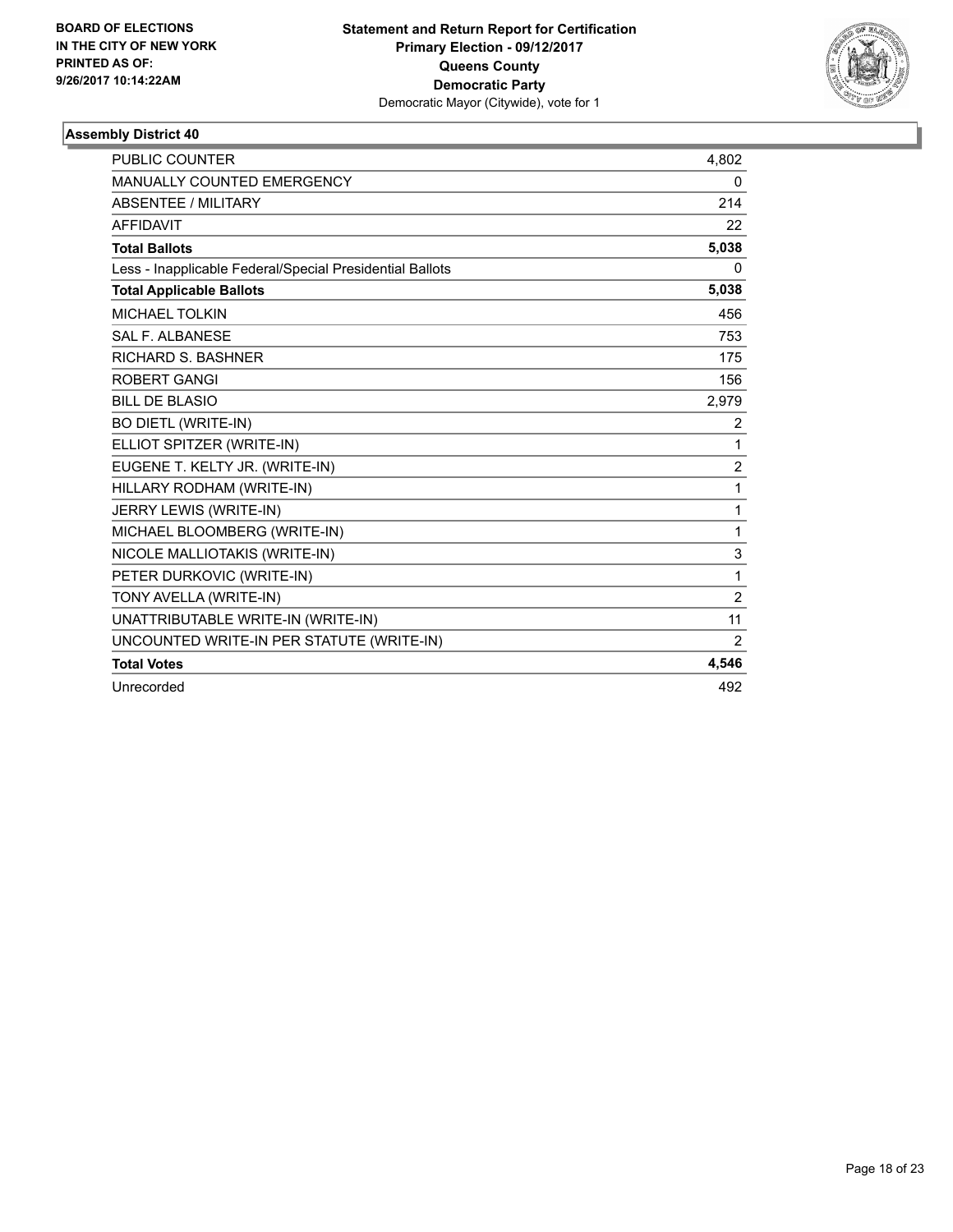BOARD OF ELECTIONS
IN THE CITY OF NEW YORK
PRINTED AS OF:
9/26/2017 10:14:22AM

**Statement and Return Report for Certification**
**Primary Election - 09/12/2017**
**Queens County**
**Democratic Party**
Democratic Mayor (Citywide), vote for 1

### Assembly District 40

| | |
|---|---|
| PUBLIC COUNTER | 4,802 |
| MANUALLY COUNTED EMERGENCY | 0 |
| ABSENTEE / MILITARY | 214 |
| AFFIDAVIT | 22 |
| **Total Ballots** | **5,038** |
| Less - Inapplicable Federal/Special Presidential Ballots | 0 |
| **Total Applicable Ballots** | **5,038** |
| MICHAEL TOLKIN | 456 |
| SAL F. ALBANESE | 753 |
| RICHARD S. BASHNER | 175 |
| ROBERT GANGI | 156 |
| BILL DE BLASIO | 2,979 |
| BO DIETL (WRITE-IN) | 2 |
| ELLIOT SPITZER (WRITE-IN) | 1 |
| EUGENE T. KELTY JR. (WRITE-IN) | 2 |
| HILLARY RODHAM (WRITE-IN) | 1 |
| JERRY LEWIS (WRITE-IN) | 1 |
| MICHAEL BLOOMBERG (WRITE-IN) | 1 |
| NICOLE MALLIOTAKIS (WRITE-IN) | 3 |
| PETER DURKOVIC (WRITE-IN) | 1 |
| TONY AVELLA (WRITE-IN) | 2 |
| UNATTRIBUTABLE WRITE-IN (WRITE-IN) | 11 |
| UNCOUNTED WRITE-IN PER STATUTE (WRITE-IN) | 2 |
| **Total Votes** | **4,546** |
| Unrecorded | 492 |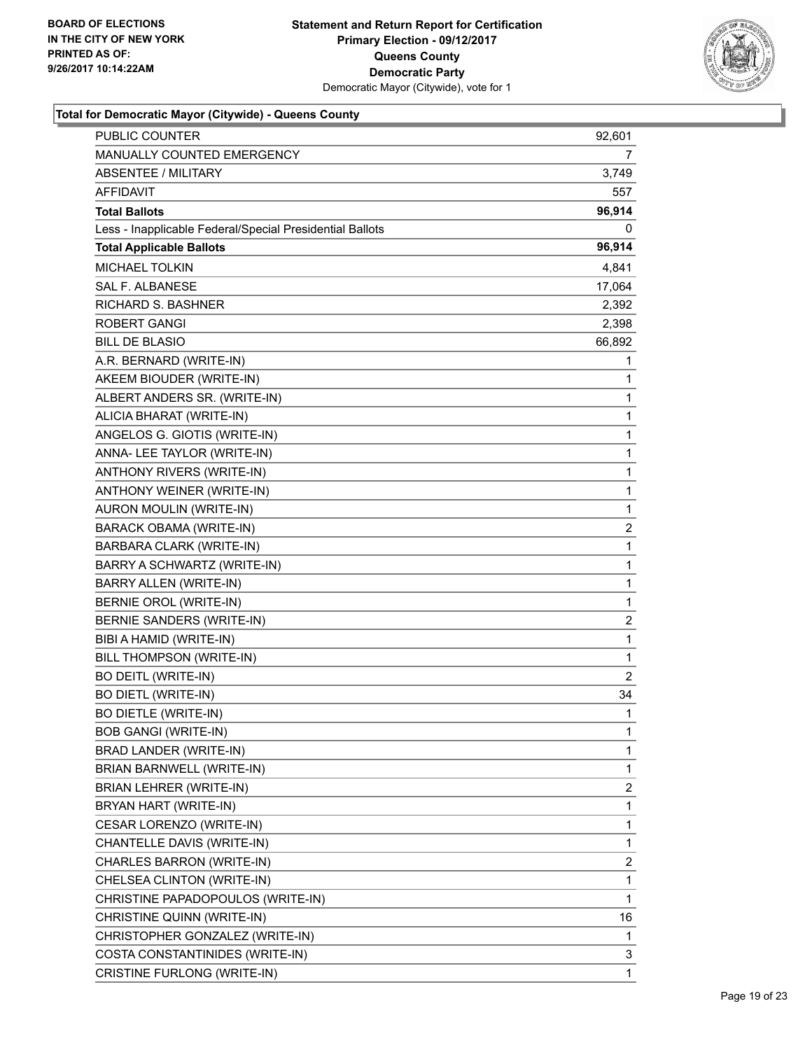**BOARD OF ELECTIONS IN THE CITY OF NEW YORK PRINTED AS OF: 9/26/2017 10:14:22AM**

**Statement and Return Report for Certification Primary Election - 09/12/2017 Queens County Democratic Party**
Democratic Mayor (Citywide), vote for 1

### Total for Democratic Mayor (Citywide) - Queens County

| | |
|---|---|
| PUBLIC COUNTER | 92,601 |
| MANUALLY COUNTED EMERGENCY | 7 |
| ABSENTEE / MILITARY | 3,749 |
| AFFIDAVIT | 557 |
| **Total Ballots** | **96,914** |
| Less - Inapplicable Federal/Special Presidential Ballots | 0 |
| **Total Applicable Ballots** | **96,914** |
| MICHAEL TOLKIN | 4,841 |
| SAL F. ALBANESE | 17,064 |
| RICHARD S. BASHNER | 2,392 |
| ROBERT GANGI | 2,398 |
| BILL DE BLASIO | 66,892 |
| A.R. BERNARD (WRITE-IN) | 1 |
| AKEEM BIOUDER (WRITE-IN) | 1 |
| ALBERT ANDERS SR. (WRITE-IN) | 1 |
| ALICIA BHARAT (WRITE-IN) | 1 |
| ANGELOS G. GIOTIS (WRITE-IN) | 1 |
| ANNA- LEE TAYLOR (WRITE-IN) | 1 |
| ANTHONY RIVERS (WRITE-IN) | 1 |
| ANTHONY WEINER (WRITE-IN) | 1 |
| AURON MOULIN (WRITE-IN) | 1 |
| BARACK OBAMA (WRITE-IN) | 2 |
| BARBARA CLARK (WRITE-IN) | 1 |
| BARRY A SCHWARTZ (WRITE-IN) | 1 |
| BARRY ALLEN (WRITE-IN) | 1 |
| BERNIE OROL (WRITE-IN) | 1 |
| BERNIE SANDERS (WRITE-IN) | 2 |
| BIBI A HAMID (WRITE-IN) | 1 |
| BILL THOMPSON (WRITE-IN) | 1 |
| BO DEITL (WRITE-IN) | 2 |
| BO DIETL (WRITE-IN) | 34 |
| BO DIETLE (WRITE-IN) | 1 |
| BOB GANGI (WRITE-IN) | 1 |
| BRAD LANDER (WRITE-IN) | 1 |
| BRIAN BARNWELL (WRITE-IN) | 1 |
| BRIAN LEHRER (WRITE-IN) | 2 |
| BRYAN HART (WRITE-IN) | 1 |
| CESAR LORENZO (WRITE-IN) | 1 |
| CHANTELLE DAVIS (WRITE-IN) | 1 |
| CHARLES BARRON (WRITE-IN) | 2 |
| CHELSEA CLINTON (WRITE-IN) | 1 |
| CHRISTINE PAPADOPOULOS (WRITE-IN) | 1 |
| CHRISTINE QUINN (WRITE-IN) | 16 |
| CHRISTOPHER GONZALEZ (WRITE-IN) | 1 |
| COSTA CONSTANTINIDES (WRITE-IN) | 3 |
| CRISTINE FURLONG (WRITE-IN) | 1 |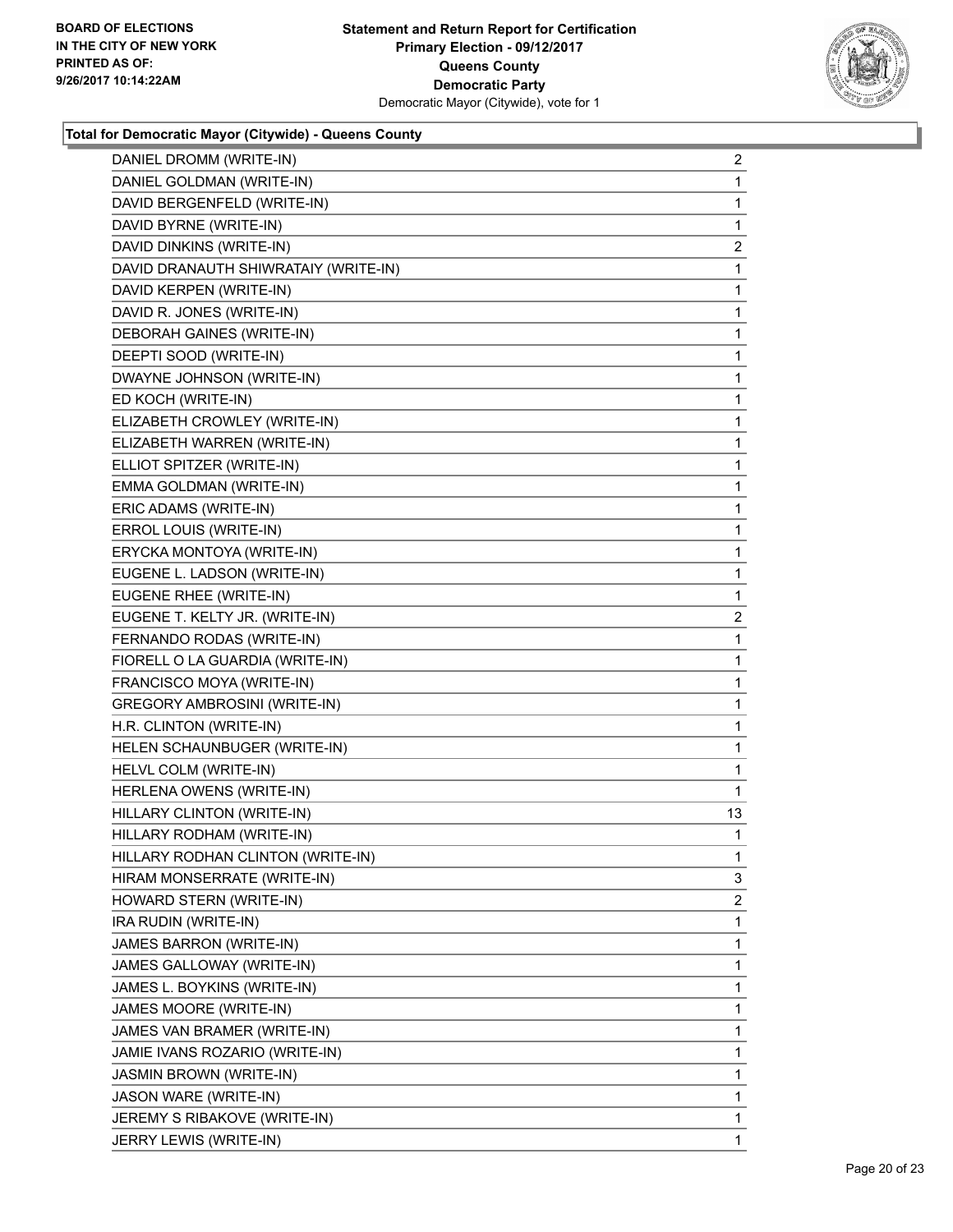**Statement and Return Report for Certification**
**Primary Election - 09/12/2017**
**Queens County**
**Democratic Party**
Democratic Mayor (Citywide), vote for 1

BOARD OF ELECTIONS
IN THE CITY OF NEW YORK
PRINTED AS OF:
9/26/2017 10:14:22AM

**Total for Democratic Mayor (Citywide) - Queens County**

| | |
|---|---|
| DANIEL DROMM (WRITE-IN) | 2 |
| DANIEL GOLDMAN (WRITE-IN) | 1 |
| DAVID BERGENFELD (WRITE-IN) | 1 |
| DAVID BYRNE (WRITE-IN) | 1 |
| DAVID DINKINS (WRITE-IN) | 2 |
| DAVID DRANAUTH SHIWRATAIY (WRITE-IN) | 1 |
| DAVID KERPEN (WRITE-IN) | 1 |
| DAVID R. JONES (WRITE-IN) | 1 |
| DEBORAH GAINES (WRITE-IN) | 1 |
| DEEPTI SOOD (WRITE-IN) | 1 |
| DWAYNE JOHNSON (WRITE-IN) | 1 |
| ED KOCH (WRITE-IN) | 1 |
| ELIZABETH CROWLEY (WRITE-IN) | 1 |
| ELIZABETH WARREN (WRITE-IN) | 1 |
| ELLIOT SPITZER (WRITE-IN) | 1 |
| EMMA GOLDMAN (WRITE-IN) | 1 |
| ERIC ADAMS (WRITE-IN) | 1 |
| ERROL LOUIS (WRITE-IN) | 1 |
| ERYCKA MONTOYA (WRITE-IN) | 1 |
| EUGENE L. LADSON (WRITE-IN) | 1 |
| EUGENE RHEE (WRITE-IN) | 1 |
| EUGENE T. KELTY JR. (WRITE-IN) | 2 |
| FERNANDO RODAS (WRITE-IN) | 1 |
| FIORELL O LA GUARDIA (WRITE-IN) | 1 |
| FRANCISCO MOYA (WRITE-IN) | 1 |
| GREGORY AMBROSINI (WRITE-IN) | 1 |
| H.R. CLINTON (WRITE-IN) | 1 |
| HELEN SCHAUNBUGER (WRITE-IN) | 1 |
| HELVL COLM (WRITE-IN) | 1 |
| HERLENA OWENS (WRITE-IN) | 1 |
| HILLARY CLINTON (WRITE-IN) | 13 |
| HILLARY RODHAM (WRITE-IN) | 1 |
| HILLARY RODHAN CLINTON (WRITE-IN) | 1 |
| HIRAM MONSERRATE (WRITE-IN) | 3 |
| HOWARD STERN (WRITE-IN) | 2 |
| IRA RUDIN (WRITE-IN) | 1 |
| JAMES BARRON (WRITE-IN) | 1 |
| JAMES GALLOWAY (WRITE-IN) | 1 |
| JAMES L. BOYKINS (WRITE-IN) | 1 |
| JAMES MOORE (WRITE-IN) | 1 |
| JAMES VAN BRAMER (WRITE-IN) | 1 |
| JAMIE IVANS ROZARIO (WRITE-IN) | 1 |
| JASMIN BROWN (WRITE-IN) | 1 |
| JASON WARE (WRITE-IN) | 1 |
| JEREMY S RIBAKOVE (WRITE-IN) | 1 |
| JERRY LEWIS (WRITE-IN) | 1 |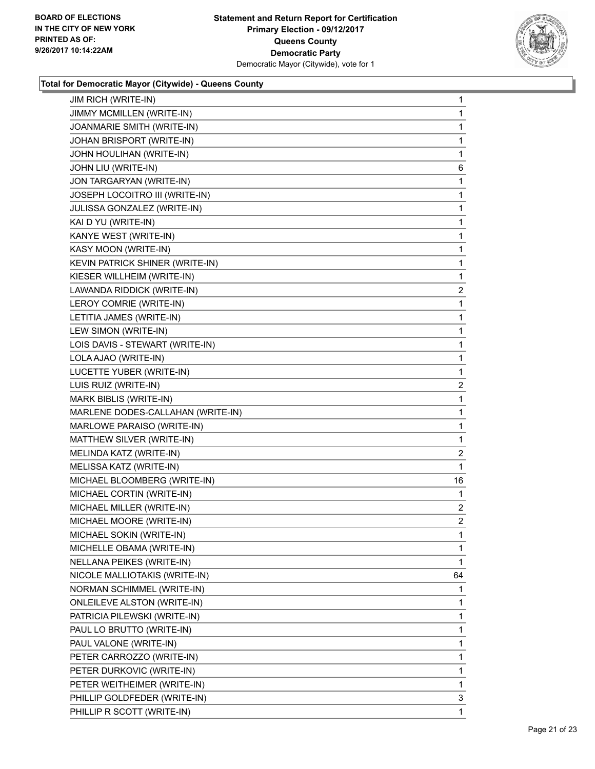**BOARD OF ELECTIONS IN THE CITY OF NEW YORK PRINTED AS OF: 9/26/2017 10:14:22AM**

**Statement and Return Report for Certification Primary Election - 09/12/2017 Queens County Democratic Party**
Democratic Mayor (Citywide), vote for 1

### Total for Democratic Mayor (Citywide) - Queens County

| | |
|---|---|
| JIM RICH (WRITE-IN) | 1 |
| JIMMY MCMILLEN (WRITE-IN) | 1 |
| JOANMARIE SMITH (WRITE-IN) | 1 |
| JOHAN BRISPORT (WRITE-IN) | 1 |
| JOHN HOULIHAN (WRITE-IN) | 1 |
| JOHN LIU (WRITE-IN) | 6 |
| JON TARGARYAN (WRITE-IN) | 1 |
| JOSEPH LOCOITRO III (WRITE-IN) | 1 |
| JULISSA GONZALEZ (WRITE-IN) | 1 |
| KAI D YU (WRITE-IN) | 1 |
| KANYE WEST (WRITE-IN) | 1 |
| KASY MOON (WRITE-IN) | 1 |
| KEVIN PATRICK SHINER (WRITE-IN) | 1 |
| KIESER WILLHEIM (WRITE-IN) | 1 |
| LAWANDA RIDDICK (WRITE-IN) | 2 |
| LEROY COMRIE (WRITE-IN) | 1 |
| LETITIA JAMES (WRITE-IN) | 1 |
| LEW SIMON (WRITE-IN) | 1 |
| LOIS DAVIS - STEWART (WRITE-IN) | 1 |
| LOLA AJAO (WRITE-IN) | 1 |
| LUCETTE YUBER (WRITE-IN) | 1 |
| LUIS RUIZ (WRITE-IN) | 2 |
| MARK BIBLIS (WRITE-IN) | 1 |
| MARLENE DODES-CALLAHAN (WRITE-IN) | 1 |
| MARLOWE PARAISO (WRITE-IN) | 1 |
| MATTHEW SILVER (WRITE-IN) | 1 |
| MELINDA KATZ (WRITE-IN) | 2 |
| MELISSA KATZ (WRITE-IN) | 1 |
| MICHAEL BLOOMBERG (WRITE-IN) | 16 |
| MICHAEL CORTIN (WRITE-IN) | 1 |
| MICHAEL MILLER (WRITE-IN) | 2 |
| MICHAEL MOORE (WRITE-IN) | 2 |
| MICHAEL SOKIN (WRITE-IN) | 1 |
| MICHELLE OBAMA (WRITE-IN) | 1 |
| NELLANA PEIKES (WRITE-IN) | 1 |
| NICOLE MALLIOTAKIS (WRITE-IN) | 64 |
| NORMAN SCHIMMEL (WRITE-IN) | 1 |
| ONLEILEVE ALSTON (WRITE-IN) | 1 |
| PATRICIA PILEWSKI (WRITE-IN) | 1 |
| PAUL LO BRUTTO (WRITE-IN) | 1 |
| PAUL VALONE (WRITE-IN) | 1 |
| PETER CARROZZO (WRITE-IN) | 1 |
| PETER DURKOVIC (WRITE-IN) | 1 |
| PETER WEITHEIMER (WRITE-IN) | 1 |
| PHILLIP GOLDFEDER (WRITE-IN) | 3 |
| PHILLIP R SCOTT (WRITE-IN) | 1 |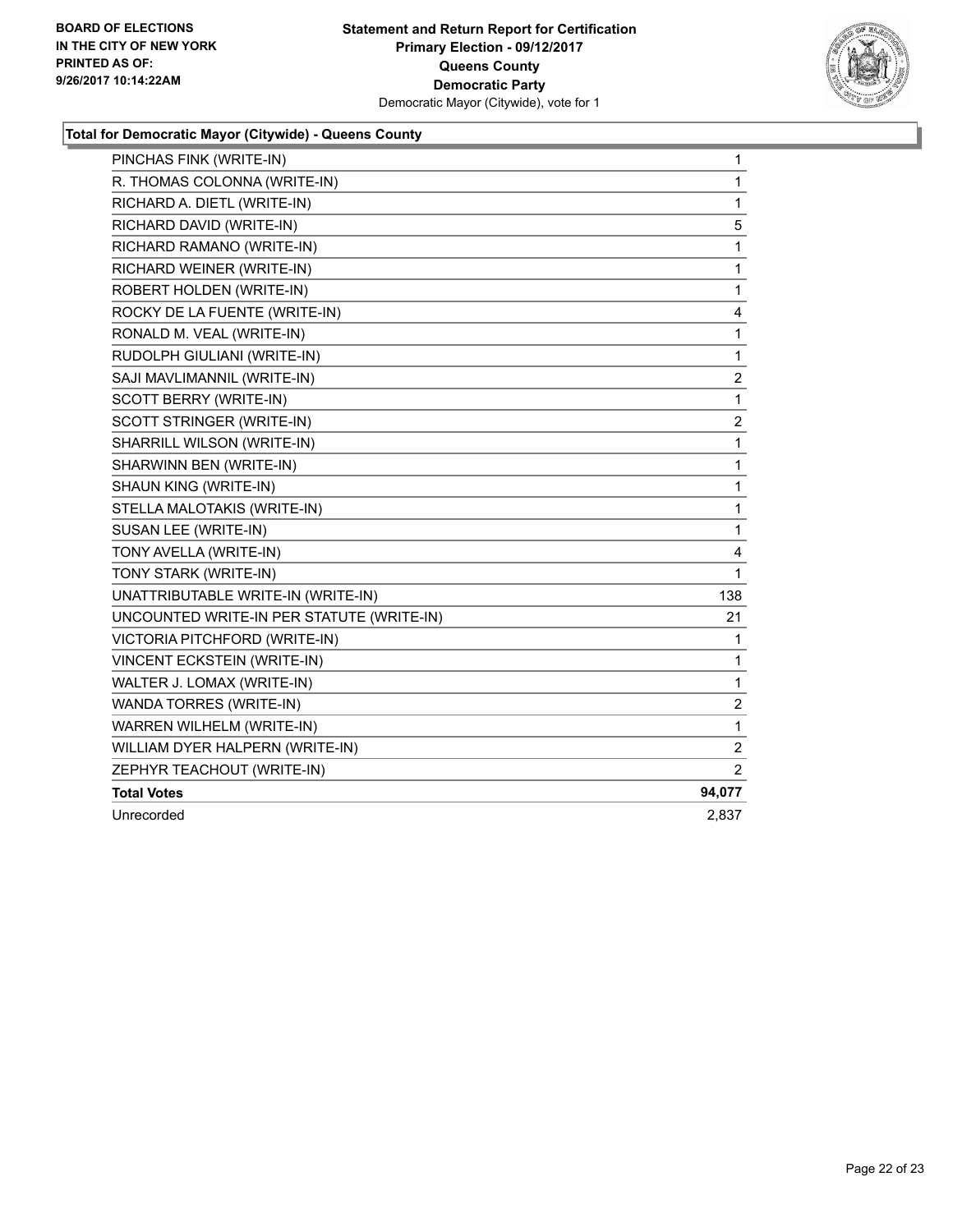**BOARD OF ELECTIONS IN THE CITY OF NEW YORK PRINTED AS OF: 9/26/2017 10:14:22AM**

**Statement and Return Report for Certification Primary Election - 09/12/2017 Queens County Democratic Party**
Democratic Mayor (Citywide), vote for 1

### Total for Democratic Mayor (Citywide) - Queens County

| Candidate | Votes |
|---|---|
| PINCHAS FINK (WRITE-IN) | 1 |
| R. THOMAS COLONNA (WRITE-IN) | 1 |
| RICHARD A. DIETL (WRITE-IN) | 1 |
| RICHARD DAVID (WRITE-IN) | 5 |
| RICHARD RAMANO (WRITE-IN) | 1 |
| RICHARD WEINER (WRITE-IN) | 1 |
| ROBERT HOLDEN (WRITE-IN) | 1 |
| ROCKY DE LA FUENTE (WRITE-IN) | 4 |
| RONALD M. VEAL (WRITE-IN) | 1 |
| RUDOLPH GIULIANI (WRITE-IN) | 1 |
| SAJI MAVLIMANNIL (WRITE-IN) | 2 |
| SCOTT BERRY (WRITE-IN) | 1 |
| SCOTT STRINGER (WRITE-IN) | 2 |
| SHARRILL WILSON (WRITE-IN) | 1 |
| SHARWINN BEN (WRITE-IN) | 1 |
| SHAUN KING (WRITE-IN) | 1 |
| STELLA MALOTAKIS (WRITE-IN) | 1 |
| SUSAN LEE (WRITE-IN) | 1 |
| TONY AVELLA (WRITE-IN) | 4 |
| TONY STARK (WRITE-IN) | 1 |
| UNATTRIBUTABLE WRITE-IN (WRITE-IN) | 138 |
| UNCOUNTED WRITE-IN PER STATUTE (WRITE-IN) | 21 |
| VICTORIA PITCHFORD (WRITE-IN) | 1 |
| VINCENT ECKSTEIN (WRITE-IN) | 1 |
| WALTER J. LOMAX (WRITE-IN) | 1 |
| WANDA TORRES (WRITE-IN) | 2 |
| WARREN WILHELM (WRITE-IN) | 1 |
| WILLIAM DYER HALPERN (WRITE-IN) | 2 |
| ZEPHYR TEACHOUT (WRITE-IN) | 2 |
| **Total Votes** | **94,077** |
| Unrecorded | 2,837 |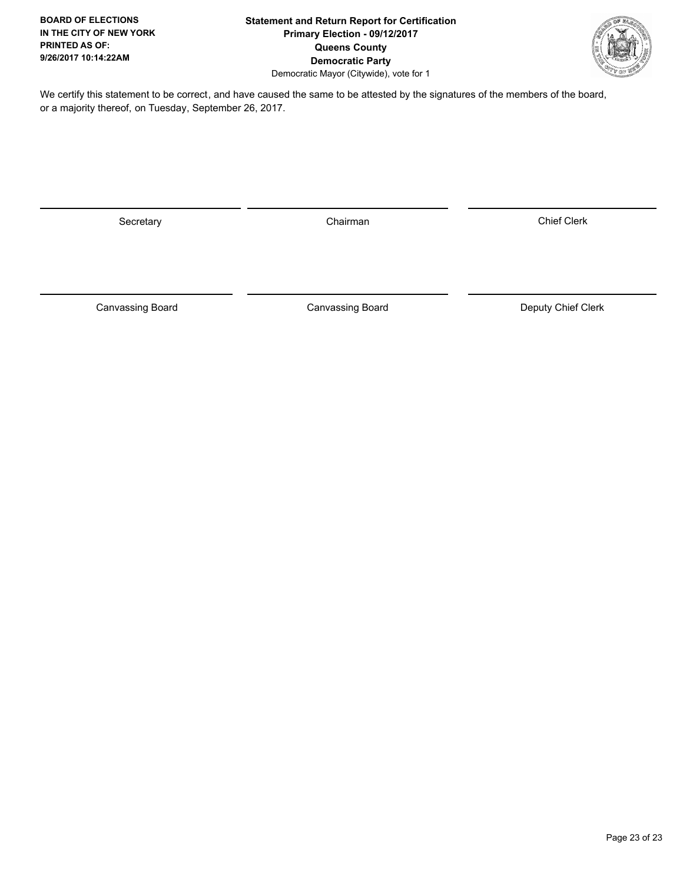We certify this statement to be correct, and have caused the same to be attested by the signatures of the members of the board, or a majority thereof, on Tuesday, September 26, 2017.

| | | |
|---|---|---|
| Secretary | Chairman | Chief Clerk |
| Canvassing Board | Canvassing Board | Deputy Chief Clerk |